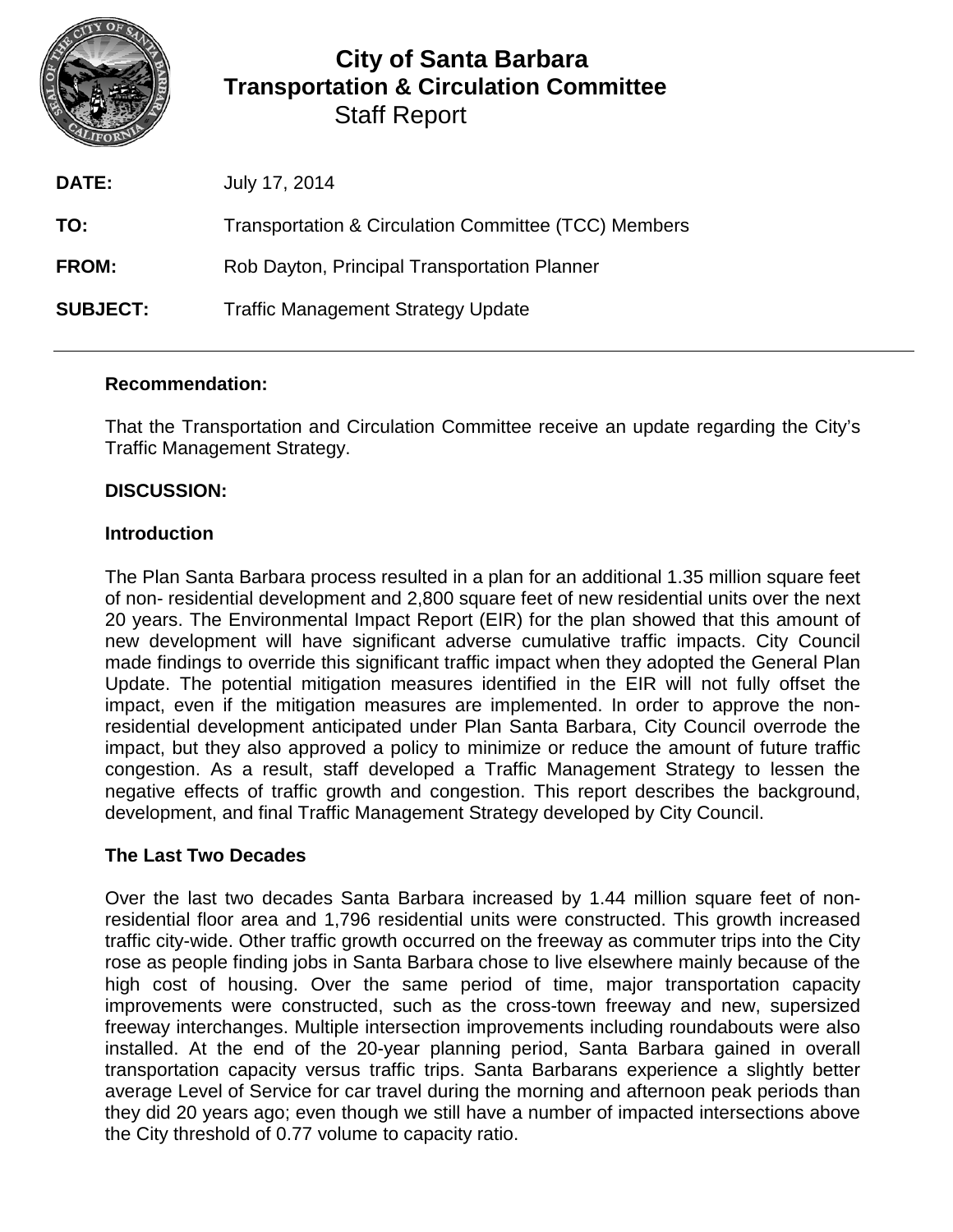# City of Santa Barbara
## Transportation & Circulation Committee
Staff Report

**DATE:** July 17, 2014

**TO:** Transportation & Circulation Committee (TCC) Members

**FROM:** Rob Dayton, Principal Transportation Planner

**SUBJECT:** Traffic Management Strategy Update

---

**Recommendation:**

That the Transportation and Circulation Committee receive an update regarding the City's Traffic Management Strategy.

**DISCUSSION:**

**Introduction**

The Plan Santa Barbara process resulted in a plan for an additional 1.35 million square feet of non- residential development and 2,800 square feet of new residential units over the next 20 years. The Environmental Impact Report (EIR) for the plan showed that this amount of new development will have significant adverse cumulative traffic impacts. City Council made findings to override this significant traffic impact when they adopted the General Plan Update. The potential mitigation measures identified in the EIR will not fully offset the impact, even if the mitigation measures are implemented. In order to approve the non-residential development anticipated under Plan Santa Barbara, City Council overrode the impact, but they also approved a policy to minimize or reduce the amount of future traffic congestion. As a result, staff developed a Traffic Management Strategy to lessen the negative effects of traffic growth and congestion. This report describes the background, development, and final Traffic Management Strategy developed by City Council.

**The Last Two Decades**

Over the last two decades Santa Barbara increased by 1.44 million square feet of non-residential floor area and 1,796 residential units were constructed. This growth increased traffic city-wide. Other traffic growth occurred on the freeway as commuter trips into the City rose as people finding jobs in Santa Barbara chose to live elsewhere mainly because of the high cost of housing. Over the same period of time, major transportation capacity improvements were constructed, such as the cross-town freeway and new, supersized freeway interchanges. Multiple intersection improvements including roundabouts were also installed. At the end of the 20-year planning period, Santa Barbara gained in overall transportation capacity versus traffic trips. Santa Barbarans experience a slightly better average Level of Service for car travel during the morning and afternoon peak periods than they did 20 years ago; even though we still have a number of impacted intersections above the City threshold of 0.77 volume to capacity ratio.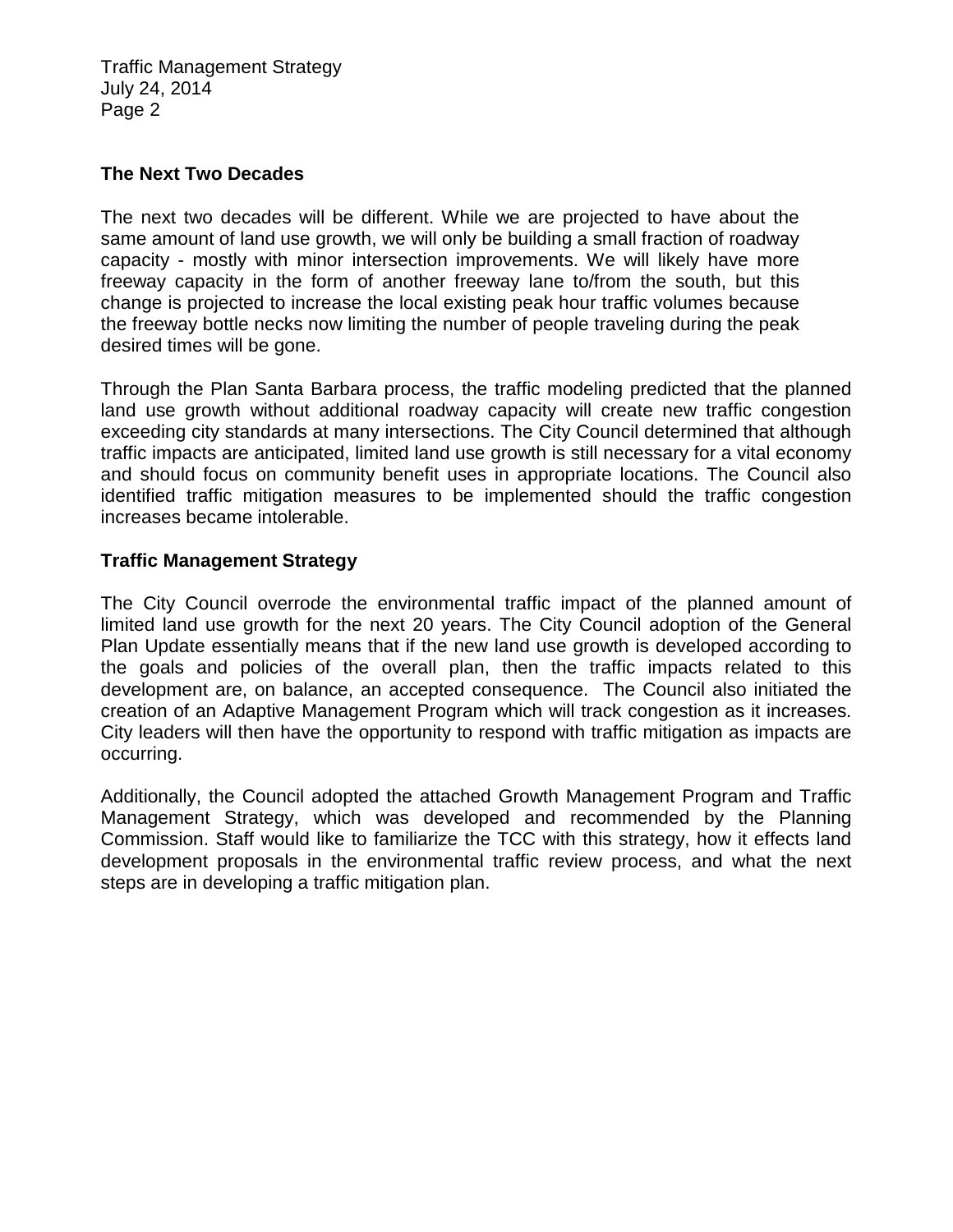## The Next Two Decades

The next two decades will be different. While we are projected to have about the same amount of land use growth, we will only be building a small fraction of roadway capacity - mostly with minor intersection improvements. We will likely have more freeway capacity in the form of another freeway lane to/from the south, but this change is projected to increase the local existing peak hour traffic volumes because the freeway bottle necks now limiting the number of people traveling during the peak desired times will be gone.

Through the Plan Santa Barbara process, the traffic modeling predicted that the planned land use growth without additional roadway capacity will create new traffic congestion exceeding city standards at many intersections. The City Council determined that although traffic impacts are anticipated, limited land use growth is still necessary for a vital economy and should focus on community benefit uses in appropriate locations. The Council also identified traffic mitigation measures to be implemented should the traffic congestion increases became intolerable.

## Traffic Management Strategy

The City Council overrode the environmental traffic impact of the planned amount of limited land use growth for the next 20 years. The City Council adoption of the General Plan Update essentially means that if the new land use growth is developed according to the goals and policies of the overall plan, then the traffic impacts related to this development are, on balance, an accepted consequence. The Council also initiated the creation of an Adaptive Management Program which will track congestion as it increases. City leaders will then have the opportunity to respond with traffic mitigation as impacts are occurring.

Additionally, the Council adopted the attached Growth Management Program and Traffic Management Strategy, which was developed and recommended by the Planning Commission. Staff would like to familiarize the TCC with this strategy, how it effects land development proposals in the environmental traffic review process, and what the next steps are in developing a traffic mitigation plan.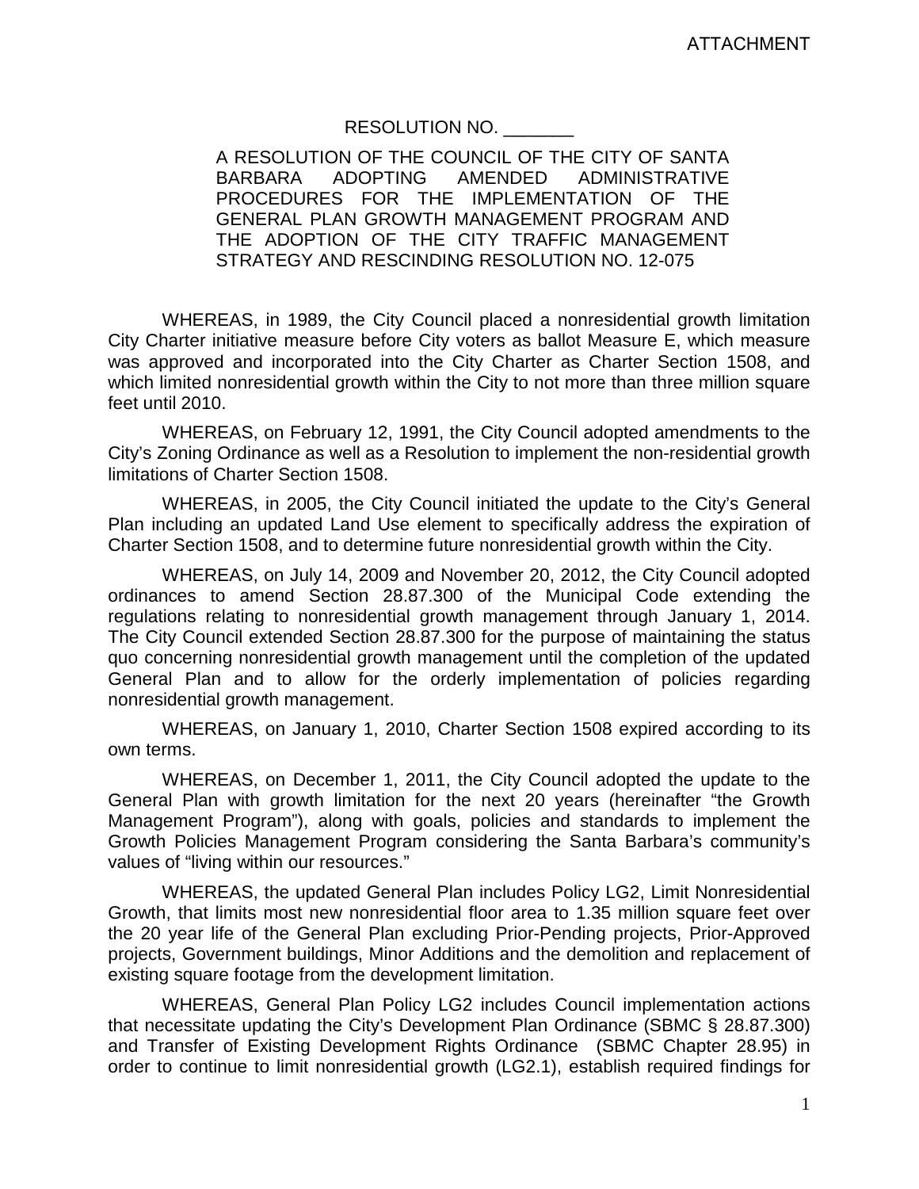RESOLUTION NO. _______

A RESOLUTION OF THE COUNCIL OF THE CITY OF SANTA BARBARA ADOPTING AMENDED ADMINISTRATIVE PROCEDURES FOR THE IMPLEMENTATION OF THE GENERAL PLAN GROWTH MANAGEMENT PROGRAM AND THE ADOPTION OF THE CITY TRAFFIC MANAGEMENT STRATEGY AND RESCINDING RESOLUTION NO. 12-075

WHEREAS, in 1989, the City Council placed a nonresidential growth limitation City Charter initiative measure before City voters as ballot Measure E, which measure was approved and incorporated into the City Charter as Charter Section 1508, and which limited nonresidential growth within the City to not more than three million square feet until 2010.

WHEREAS, on February 12, 1991, the City Council adopted amendments to the City's Zoning Ordinance as well as a Resolution to implement the non-residential growth limitations of Charter Section 1508.

WHEREAS, in 2005, the City Council initiated the update to the City's General Plan including an updated Land Use element to specifically address the expiration of Charter Section 1508, and to determine future nonresidential growth within the City.

WHEREAS, on July 14, 2009 and November 20, 2012, the City Council adopted ordinances to amend Section 28.87.300 of the Municipal Code extending the regulations relating to nonresidential growth management through January 1, 2014. The City Council extended Section 28.87.300 for the purpose of maintaining the status quo concerning nonresidential growth management until the completion of the updated General Plan and to allow for the orderly implementation of policies regarding nonresidential growth management.

WHEREAS, on January 1, 2010, Charter Section 1508 expired according to its own terms.

WHEREAS, on December 1, 2011, the City Council adopted the update to the General Plan with growth limitation for the next 20 years (hereinafter "the Growth Management Program"), along with goals, policies and standards to implement the Growth Policies Management Program considering the Santa Barbara's community's values of "living within our resources."

WHEREAS, the updated General Plan includes Policy LG2, Limit Nonresidential Growth, that limits most new nonresidential floor area to 1.35 million square feet over the 20 year life of the General Plan excluding Prior-Pending projects, Prior-Approved projects, Government buildings, Minor Additions and the demolition and replacement of existing square footage from the development limitation.

WHEREAS, General Plan Policy LG2 includes Council implementation actions that necessitate updating the City's Development Plan Ordinance (SBMC § 28.87.300) and Transfer of Existing Development Rights Ordinance (SBMC Chapter 28.95) in order to continue to limit nonresidential growth (LG2.1), establish required findings for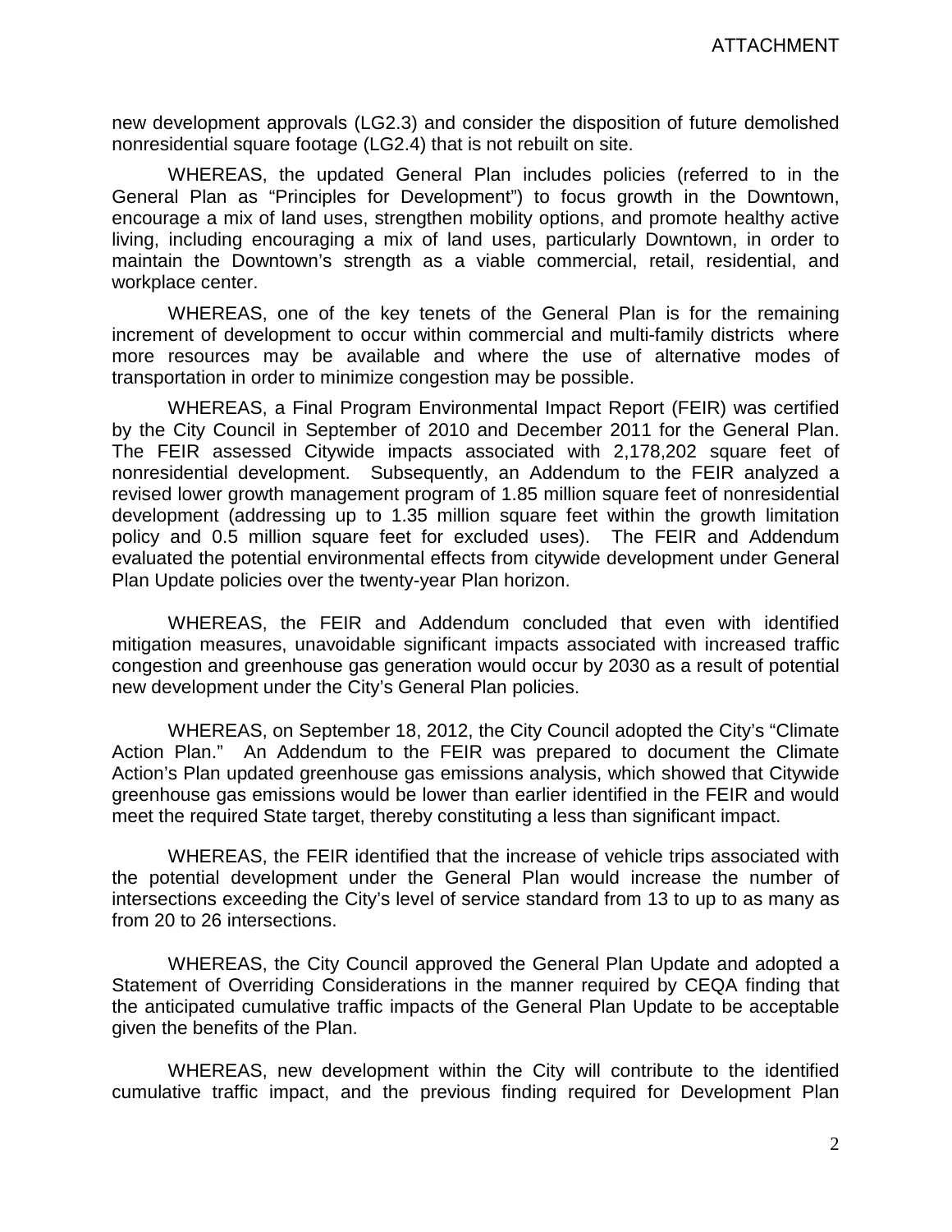new development approvals (LG2.3) and consider the disposition of future demolished nonresidential square footage (LG2.4) that is not rebuilt on site.

WHEREAS, the updated General Plan includes policies (referred to in the General Plan as "Principles for Development") to focus growth in the Downtown, encourage a mix of land uses, strengthen mobility options, and promote healthy active living, including encouraging a mix of land uses, particularly Downtown, in order to maintain the Downtown's strength as a viable commercial, retail, residential, and workplace center.

WHEREAS, one of the key tenets of the General Plan is for the remaining increment of development to occur within commercial and multi-family districts where more resources may be available and where the use of alternative modes of transportation in order to minimize congestion may be possible.

WHEREAS, a Final Program Environmental Impact Report (FEIR) was certified by the City Council in September of 2010 and December 2011 for the General Plan. The FEIR assessed Citywide impacts associated with 2,178,202 square feet of nonresidential development. Subsequently, an Addendum to the FEIR analyzed a revised lower growth management program of 1.85 million square feet of nonresidential development (addressing up to 1.35 million square feet within the growth limitation policy and 0.5 million square feet for excluded uses). The FEIR and Addendum evaluated the potential environmental effects from citywide development under General Plan Update policies over the twenty-year Plan horizon.

WHEREAS, the FEIR and Addendum concluded that even with identified mitigation measures, unavoidable significant impacts associated with increased traffic congestion and greenhouse gas generation would occur by 2030 as a result of potential new development under the City's General Plan policies.

WHEREAS, on September 18, 2012, the City Council adopted the City's "Climate Action Plan." An Addendum to the FEIR was prepared to document the Climate Action's Plan updated greenhouse gas emissions analysis, which showed that Citywide greenhouse gas emissions would be lower than earlier identified in the FEIR and would meet the required State target, thereby constituting a less than significant impact.

WHEREAS, the FEIR identified that the increase of vehicle trips associated with the potential development under the General Plan would increase the number of intersections exceeding the City's level of service standard from 13 to up to as many as from 20 to 26 intersections.

WHEREAS, the City Council approved the General Plan Update and adopted a Statement of Overriding Considerations in the manner required by CEQA finding that the anticipated cumulative traffic impacts of the General Plan Update to be acceptable given the benefits of the Plan.

WHEREAS, new development within the City will contribute to the identified cumulative traffic impact, and the previous finding required for Development Plan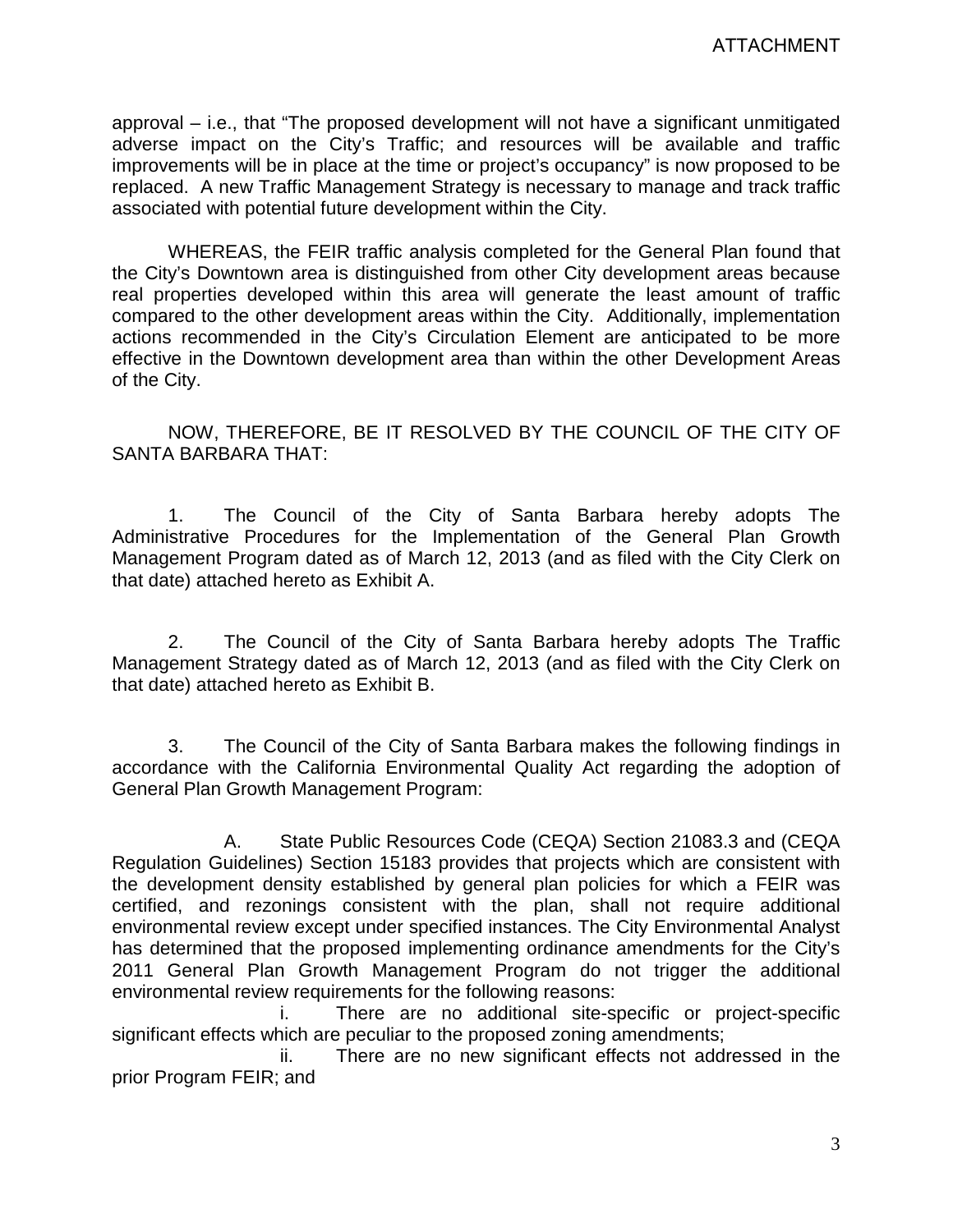approval – i.e., that "The proposed development will not have a significant unmitigated adverse impact on the City's Traffic; and resources will be available and traffic improvements will be in place at the time or project's occupancy" is now proposed to be replaced. A new Traffic Management Strategy is necessary to manage and track traffic associated with potential future development within the City.

WHEREAS, the FEIR traffic analysis completed for the General Plan found that the City's Downtown area is distinguished from other City development areas because real properties developed within this area will generate the least amount of traffic compared to the other development areas within the City. Additionally, implementation actions recommended in the City's Circulation Element are anticipated to be more effective in the Downtown development area than within the other Development Areas of the City.

NOW, THEREFORE, BE IT RESOLVED BY THE COUNCIL OF THE CITY OF SANTA BARBARA THAT:

1. The Council of the City of Santa Barbara hereby adopts The Administrative Procedures for the Implementation of the General Plan Growth Management Program dated as of March 12, 2013 (and as filed with the City Clerk on that date) attached hereto as Exhibit A.

2. The Council of the City of Santa Barbara hereby adopts The Traffic Management Strategy dated as of March 12, 2013 (and as filed with the City Clerk on that date) attached hereto as Exhibit B.

3. The Council of the City of Santa Barbara makes the following findings in accordance with the California Environmental Quality Act regarding the adoption of General Plan Growth Management Program:

A. State Public Resources Code (CEQA) Section 21083.3 and (CEQA Regulation Guidelines) Section 15183 provides that projects which are consistent with the development density established by general plan policies for which a FEIR was certified, and rezonings consistent with the plan, shall not require additional environmental review except under specified instances. The City Environmental Analyst has determined that the proposed implementing ordinance amendments for the City's 2011 General Plan Growth Management Program do not trigger the additional environmental review requirements for the following reasons:

i. There are no additional site-specific or project-specific significant effects which are peculiar to the proposed zoning amendments;

ii. There are no new significant effects not addressed in the prior Program FEIR; and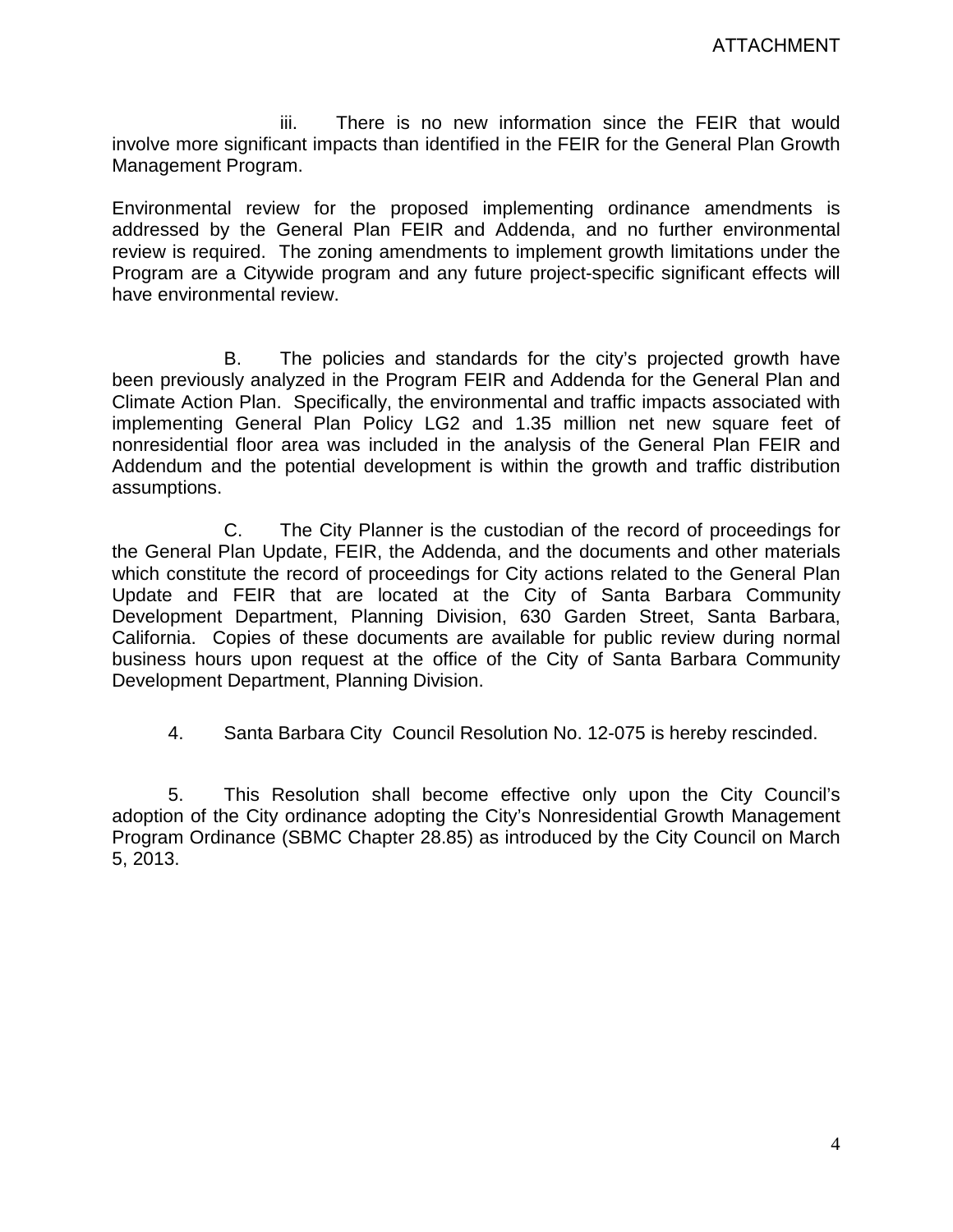iii. There is no new information since the FEIR that would involve more significant impacts than identified in the FEIR for the General Plan Growth Management Program.

Environmental review for the proposed implementing ordinance amendments is addressed by the General Plan FEIR and Addenda, and no further environmental review is required. The zoning amendments to implement growth limitations under the Program are a Citywide program and any future project-specific significant effects will have environmental review.

B. The policies and standards for the city's projected growth have been previously analyzed in the Program FEIR and Addenda for the General Plan and Climate Action Plan. Specifically, the environmental and traffic impacts associated with implementing General Plan Policy LG2 and 1.35 million net new square feet of nonresidential floor area was included in the analysis of the General Plan FEIR and Addendum and the potential development is within the growth and traffic distribution assumptions.

C. The City Planner is the custodian of the record of proceedings for the General Plan Update, FEIR, the Addenda, and the documents and other materials which constitute the record of proceedings for City actions related to the General Plan Update and FEIR that are located at the City of Santa Barbara Community Development Department, Planning Division, 630 Garden Street, Santa Barbara, California. Copies of these documents are available for public review during normal business hours upon request at the office of the City of Santa Barbara Community Development Department, Planning Division.

4. Santa Barbara City Council Resolution No. 12-075 is hereby rescinded.

5. This Resolution shall become effective only upon the City Council's adoption of the City ordinance adopting the City's Nonresidential Growth Management Program Ordinance (SBMC Chapter 28.85) as introduced by the City Council on March 5, 2013.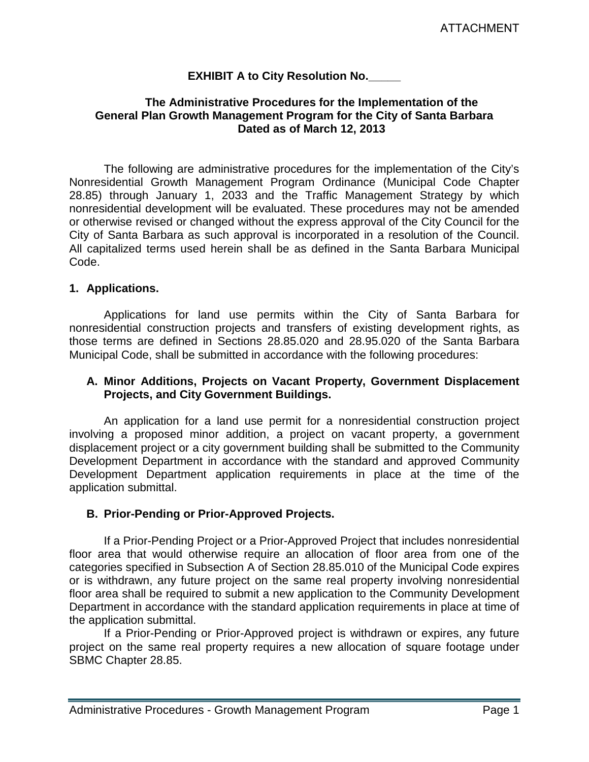ATTACHMENT

**EXHIBIT A to City Resolution No.\_\_\_\_\_**

**The Administrative Procedures for the Implementation of the General Plan Growth Management Program for the City of Santa Barbara Dated as of March 12, 2013**

The following are administrative procedures for the implementation of the City's Nonresidential Growth Management Program Ordinance (Municipal Code Chapter 28.85) through January 1, 2033 and the Traffic Management Strategy by which nonresidential development will be evaluated. These procedures may not be amended or otherwise revised or changed without the express approval of the City Council for the City of Santa Barbara as such approval is incorporated in a resolution of the Council. All capitalized terms used herein shall be as defined in the Santa Barbara Municipal Code.

## 1. Applications.

Applications for land use permits within the City of Santa Barbara for nonresidential construction projects and transfers of existing development rights, as those terms are defined in Sections 28.85.020 and 28.95.020 of the Santa Barbara Municipal Code, shall be submitted in accordance with the following procedures:

### A. Minor Additions, Projects on Vacant Property, Government Displacement Projects, and City Government Buildings.

An application for a land use permit for a nonresidential construction project involving a proposed minor addition, a project on vacant property, a government displacement project or a city government building shall be submitted to the Community Development Department in accordance with the standard and approved Community Development Department application requirements in place at the time of the application submittal.

### B. Prior-Pending or Prior-Approved Projects.

If a Prior-Pending Project or a Prior-Approved Project that includes nonresidential floor area that would otherwise require an allocation of floor area from one of the categories specified in Subsection A of Section 28.85.010 of the Municipal Code expires or is withdrawn, any future project on the same real property involving nonresidential floor area shall be required to submit a new application to the Community Development Department in accordance with the standard application requirements in place at time of the application submittal.

If a Prior-Pending or Prior-Approved project is withdrawn or expires, any future project on the same real property requires a new allocation of square footage under SBMC Chapter 28.85.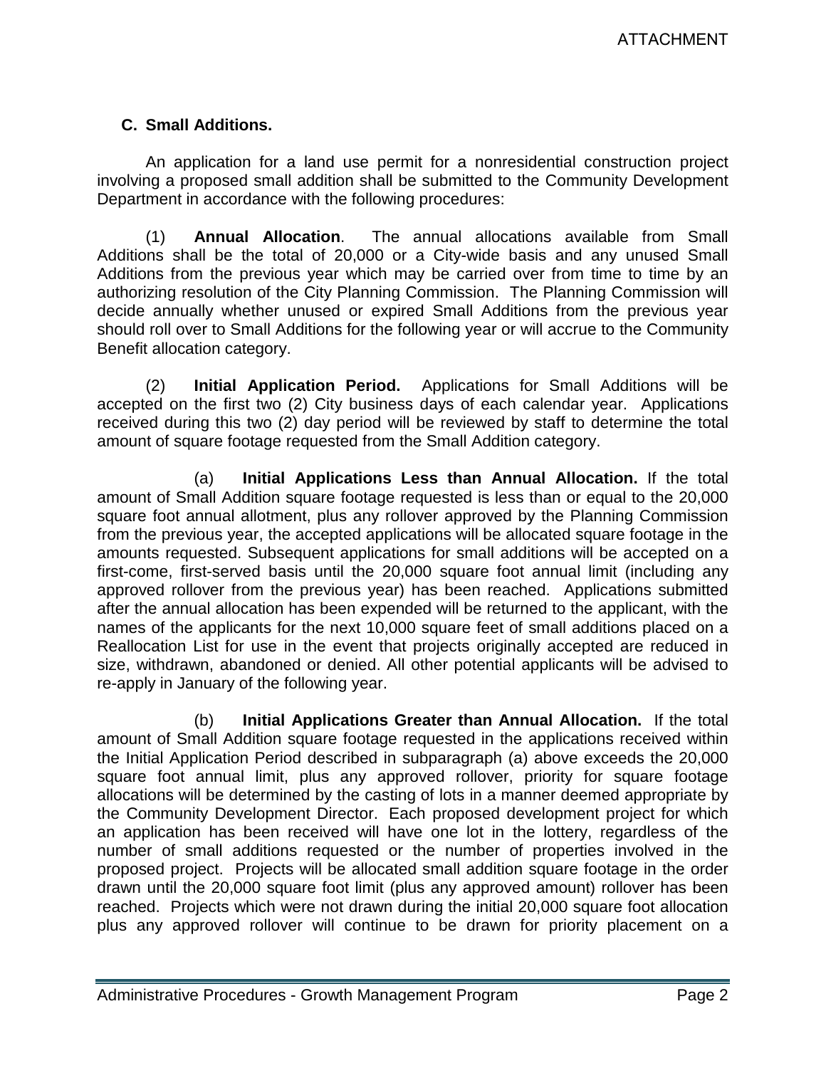ATTACHMENT

### C. Small Additions.

An application for a land use permit for a nonresidential construction project involving a proposed small addition shall be submitted to the Community Development Department in accordance with the following procedures:

(1) **Annual Allocation**. The annual allocations available from Small Additions shall be the total of 20,000 or a City-wide basis and any unused Small Additions from the previous year which may be carried over from time to time by an authorizing resolution of the City Planning Commission. The Planning Commission will decide annually whether unused or expired Small Additions from the previous year should roll over to Small Additions for the following year or will accrue to the Community Benefit allocation category.

(2) **Initial Application Period.** Applications for Small Additions will be accepted on the first two (2) City business days of each calendar year. Applications received during this two (2) day period will be reviewed by staff to determine the total amount of square footage requested from the Small Addition category.

(a) **Initial Applications Less than Annual Allocation.** If the total amount of Small Addition square footage requested is less than or equal to the 20,000 square foot annual allotment, plus any rollover approved by the Planning Commission from the previous year, the accepted applications will be allocated square footage in the amounts requested. Subsequent applications for small additions will be accepted on a first-come, first-served basis until the 20,000 square foot annual limit (including any approved rollover from the previous year) has been reached. Applications submitted after the annual allocation has been expended will be returned to the applicant, with the names of the applicants for the next 10,000 square feet of small additions placed on a Reallocation List for use in the event that projects originally accepted are reduced in size, withdrawn, abandoned or denied. All other potential applicants will be advised to re-apply in January of the following year.

(b) **Initial Applications Greater than Annual Allocation.** If the total amount of Small Addition square footage requested in the applications received within the Initial Application Period described in subparagraph (a) above exceeds the 20,000 square foot annual limit, plus any approved rollover, priority for square footage allocations will be determined by the casting of lots in a manner deemed appropriate by the Community Development Director. Each proposed development project for which an application has been received will have one lot in the lottery, regardless of the number of small additions requested or the number of properties involved in the proposed project. Projects will be allocated small addition square footage in the order drawn until the 20,000 square foot limit (plus any approved amount) rollover has been reached. Projects which were not drawn during the initial 20,000 square foot allocation plus any approved rollover will continue to be drawn for priority placement on a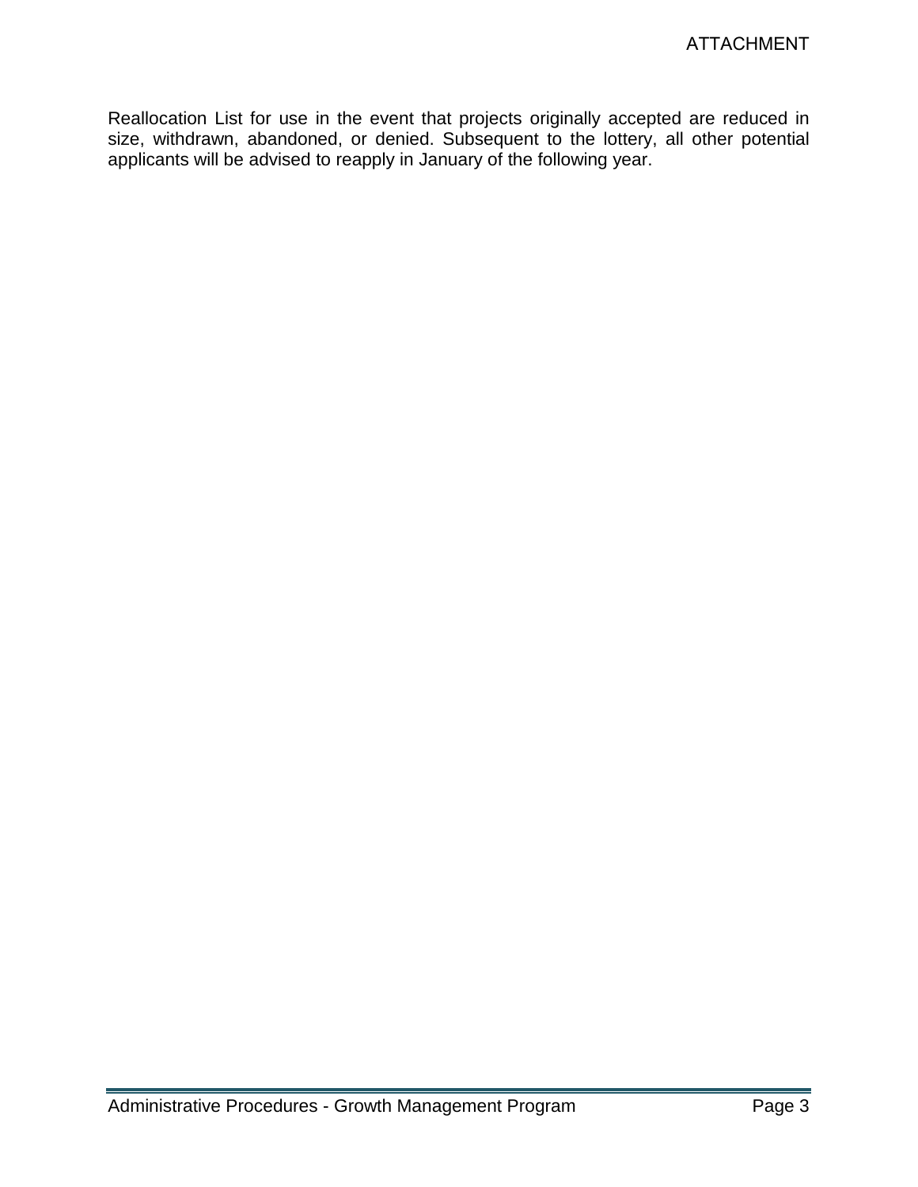Reallocation List for use in the event that projects originally accepted are reduced in size, withdrawn, abandoned, or denied. Subsequent to the lottery, all other potential applicants will be advised to reapply in January of the following year.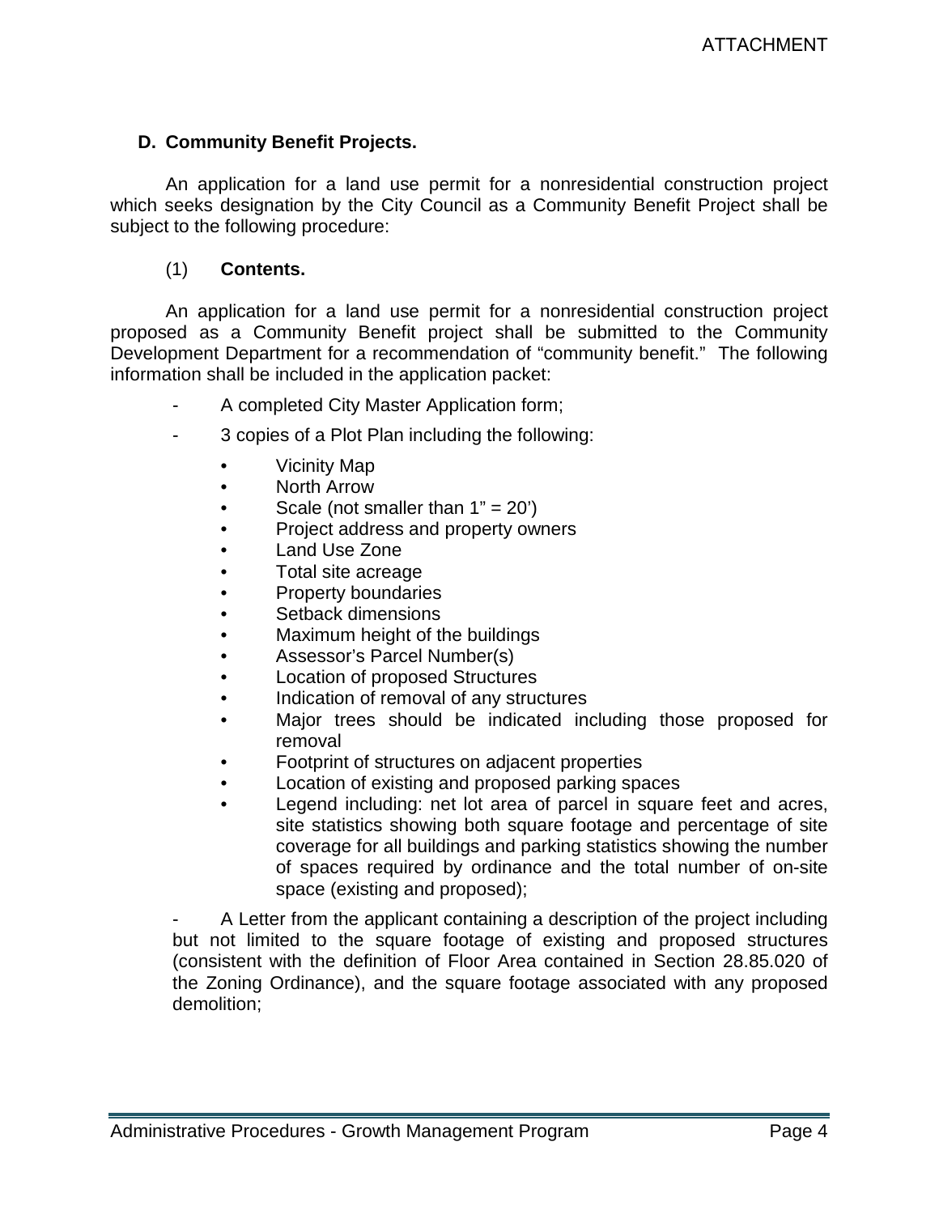ATTACHMENT

### D. Community Benefit Projects.

An application for a land use permit for a nonresidential construction project which seeks designation by the City Council as a Community Benefit Project shall be subject to the following procedure:

(1) **Contents.**

An application for a land use permit for a nonresidential construction project proposed as a Community Benefit project shall be submitted to the Community Development Department for a recommendation of "community benefit." The following information shall be included in the application packet:

- A completed City Master Application form;
- 3 copies of a Plot Plan including the following:
  - Vicinity Map
  - North Arrow
  - Scale (not smaller than 1" = 20')
  - Project address and property owners
  - Land Use Zone
  - Total site acreage
  - Property boundaries
  - Setback dimensions
  - Maximum height of the buildings
  - Assessor's Parcel Number(s)
  - Location of proposed Structures
  - Indication of removal of any structures
  - Major trees should be indicated including those proposed for removal
  - Footprint of structures on adjacent properties
  - Location of existing and proposed parking spaces
  - Legend including: net lot area of parcel in square feet and acres, site statistics showing both square footage and percentage of site coverage for all buildings and parking statistics showing the number of spaces required by ordinance and the total number of on-site space (existing and proposed);
- A Letter from the applicant containing a description of the project including but not limited to the square footage of existing and proposed structures (consistent with the definition of Floor Area contained in Section 28.85.020 of the Zoning Ordinance), and the square footage associated with any proposed demolition;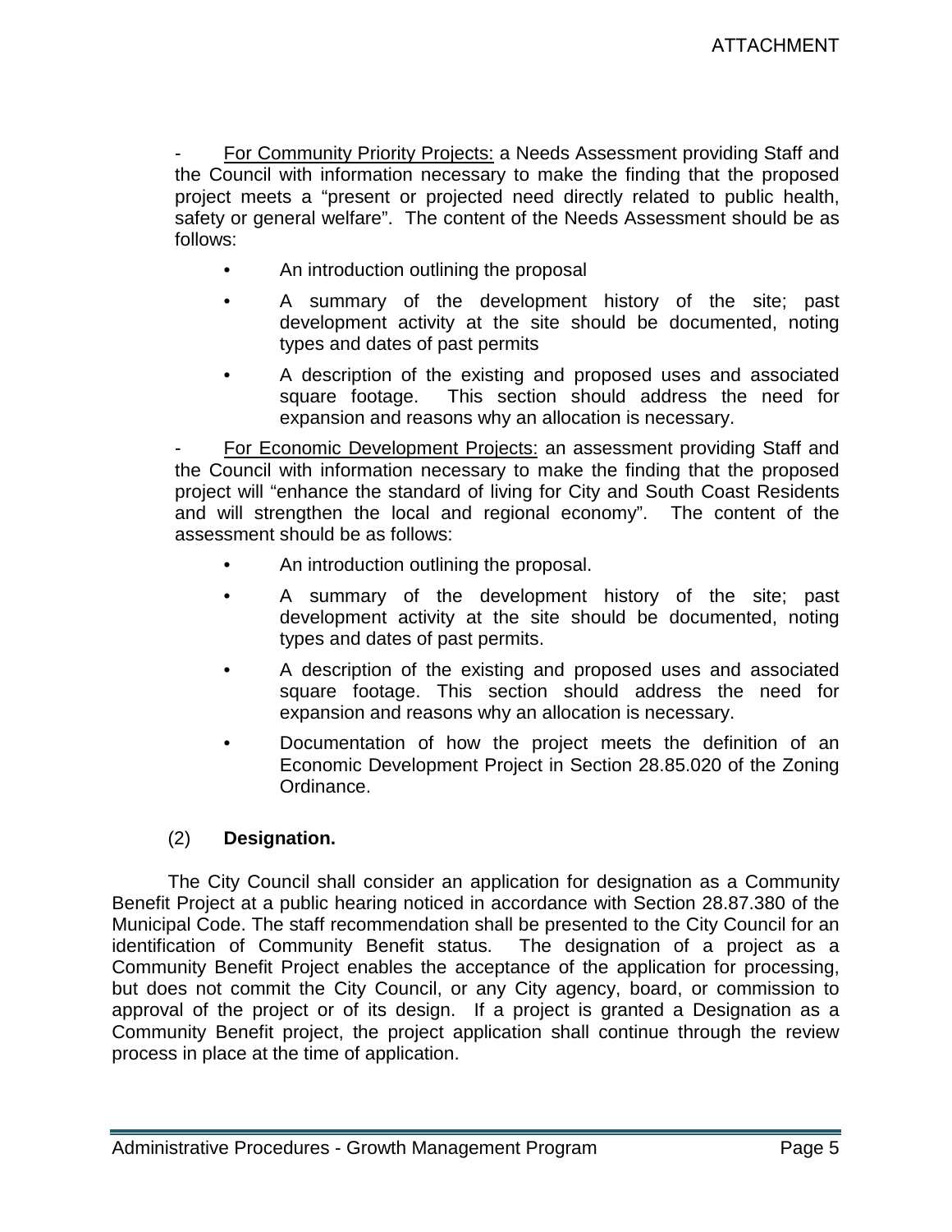- <u>For Community Priority Projects:</u> a Needs Assessment providing Staff and the Council with information necessary to make the finding that the proposed project meets a "present or projected need directly related to public health, safety or general welfare". The content of the Needs Assessment should be as follows:

- An introduction outlining the proposal
- A summary of the development history of the site; past development activity at the site should be documented, noting types and dates of past permits
- A description of the existing and proposed uses and associated square footage. This section should address the need for expansion and reasons why an allocation is necessary.

- <u>For Economic Development Projects:</u> an assessment providing Staff and the Council with information necessary to make the finding that the proposed project will "enhance the standard of living for City and South Coast Residents and will strengthen the local and regional economy". The content of the assessment should be as follows:

- An introduction outlining the proposal.
- A summary of the development history of the site; past development activity at the site should be documented, noting types and dates of past permits.
- A description of the existing and proposed uses and associated square footage. This section should address the need for expansion and reasons why an allocation is necessary.
- Documentation of how the project meets the definition of an Economic Development Project in Section 28.85.020 of the Zoning Ordinance.

(2) **Designation.**

The City Council shall consider an application for designation as a Community Benefit Project at a public hearing noticed in accordance with Section 28.87.380 of the Municipal Code. The staff recommendation shall be presented to the City Council for an identification of Community Benefit status. The designation of a project as a Community Benefit Project enables the acceptance of the application for processing, but does not commit the City Council, or any City agency, board, or commission to approval of the project or of its design. If a project is granted a Designation as a Community Benefit project, the project application shall continue through the review process in place at the time of application.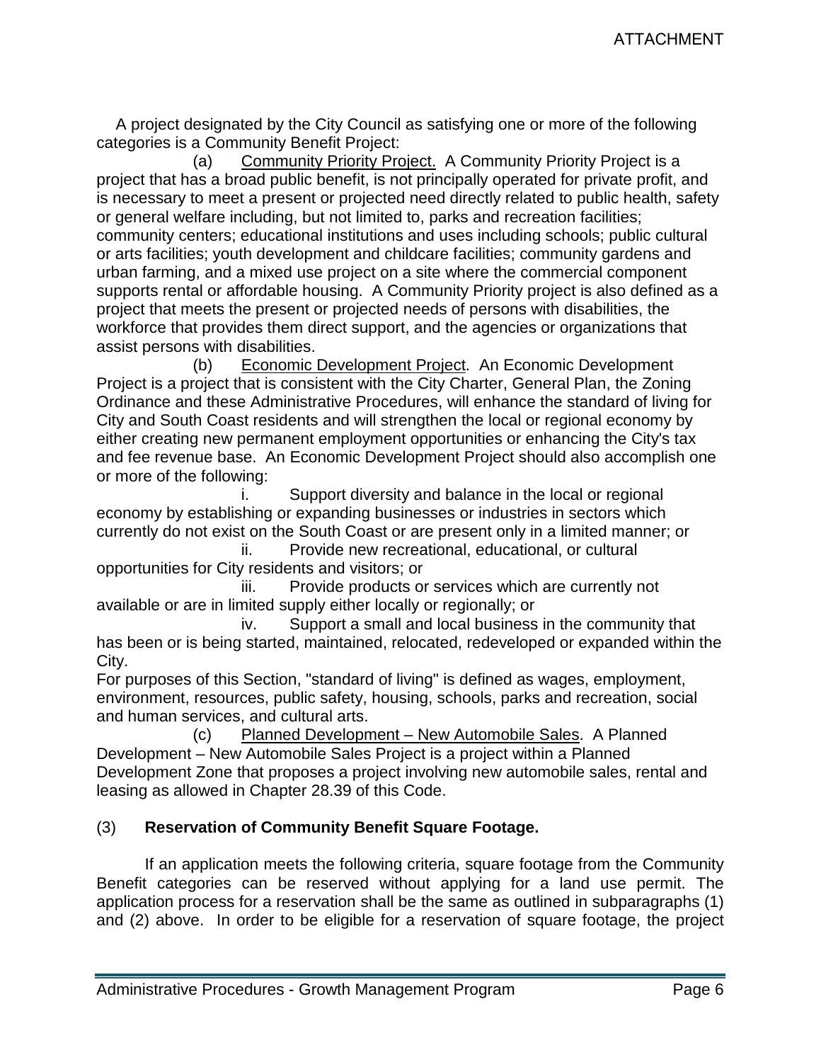A project designated by the City Council as satisfying one or more of the following categories is a Community Benefit Project:

(a) Community Priority Project. A Community Priority Project is a project that has a broad public benefit, is not principally operated for private profit, and is necessary to meet a present or projected need directly related to public health, safety or general welfare including, but not limited to, parks and recreation facilities; community centers; educational institutions and uses including schools; public cultural or arts facilities; youth development and childcare facilities; community gardens and urban farming, and a mixed use project on a site where the commercial component supports rental or affordable housing. A Community Priority project is also defined as a project that meets the present or projected needs of persons with disabilities, the workforce that provides them direct support, and the agencies or organizations that assist persons with disabilities.

(b) Economic Development Project. An Economic Development Project is a project that is consistent with the City Charter, General Plan, the Zoning Ordinance and these Administrative Procedures, will enhance the standard of living for City and South Coast residents and will strengthen the local or regional economy by either creating new permanent employment opportunities or enhancing the City's tax and fee revenue base. An Economic Development Project should also accomplish one or more of the following:

i. Support diversity and balance in the local or regional economy by establishing or expanding businesses or industries in sectors which currently do not exist on the South Coast or are present only in a limited manner; or

ii. Provide new recreational, educational, or cultural opportunities for City residents and visitors; or

iii. Provide products or services which are currently not available or are in limited supply either locally or regionally; or

iv. Support a small and local business in the community that has been or is being started, maintained, relocated, redeveloped or expanded within the City.

For purposes of this Section, "standard of living" is defined as wages, employment, environment, resources, public safety, housing, schools, parks and recreation, social and human services, and cultural arts.

(c) Planned Development – New Automobile Sales. A Planned Development – New Automobile Sales Project is a project within a Planned Development Zone that proposes a project involving new automobile sales, rental and leasing as allowed in Chapter 28.39 of this Code.

(3) **Reservation of Community Benefit Square Footage.**

If an application meets the following criteria, square footage from the Community Benefit categories can be reserved without applying for a land use permit. The application process for a reservation shall be the same as outlined in subparagraphs (1) and (2) above. In order to be eligible for a reservation of square footage, the project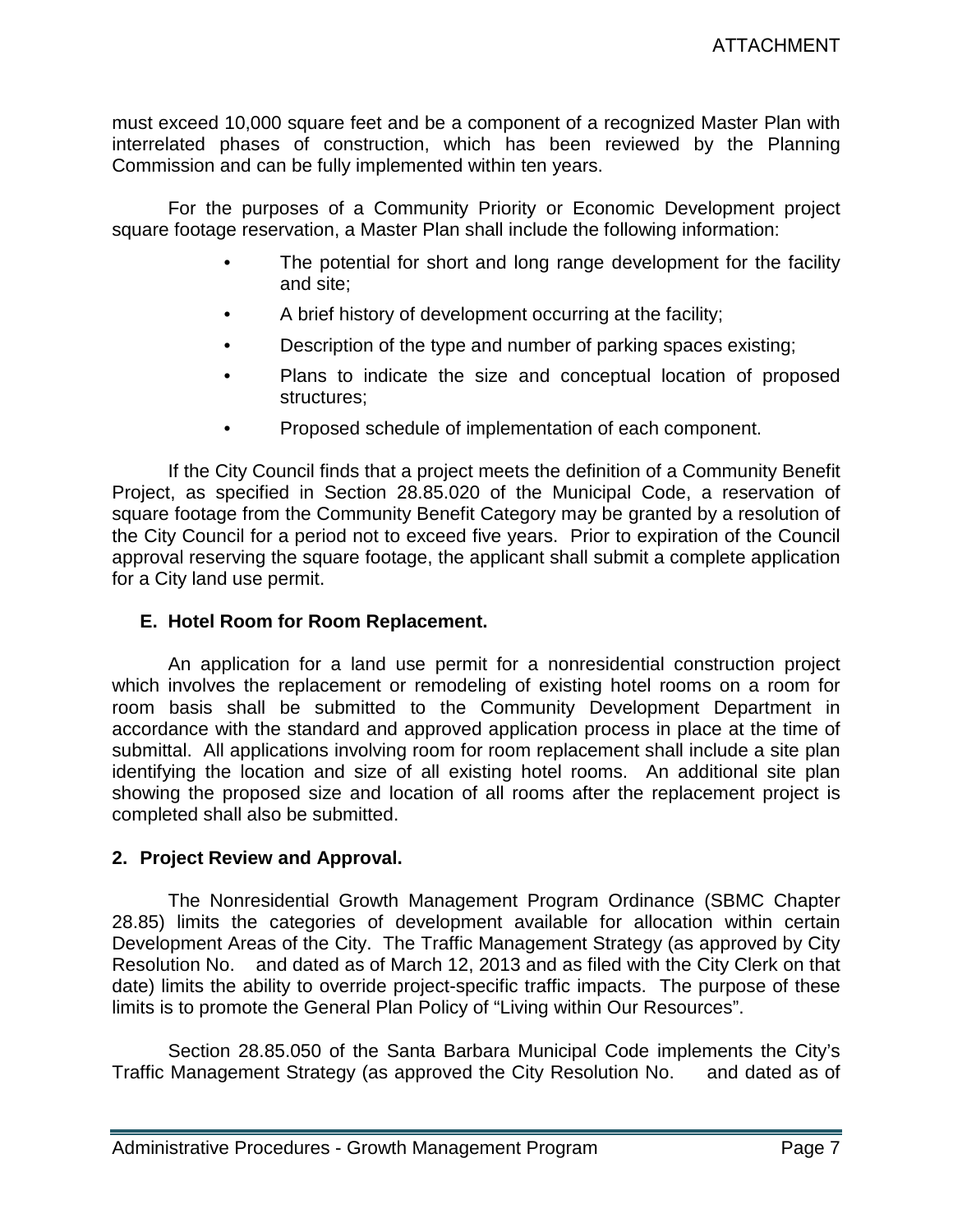must exceed 10,000 square feet and be a component of a recognized Master Plan with interrelated phases of construction, which has been reviewed by the Planning Commission and can be fully implemented within ten years.

For the purposes of a Community Priority or Economic Development project square footage reservation, a Master Plan shall include the following information:

- The potential for short and long range development for the facility and site;
- A brief history of development occurring at the facility;
- Description of the type and number of parking spaces existing;
- Plans to indicate the size and conceptual location of proposed structures;
- Proposed schedule of implementation of each component.

If the City Council finds that a project meets the definition of a Community Benefit Project, as specified in Section 28.85.020 of the Municipal Code, a reservation of square footage from the Community Benefit Category may be granted by a resolution of the City Council for a period not to exceed five years. Prior to expiration of the Council approval reserving the square footage, the applicant shall submit a complete application for a City land use permit.

### E. Hotel Room for Room Replacement.

An application for a land use permit for a nonresidential construction project which involves the replacement or remodeling of existing hotel rooms on a room for room basis shall be submitted to the Community Development Department in accordance with the standard and approved application process in place at the time of submittal. All applications involving room for room replacement shall include a site plan identifying the location and size of all existing hotel rooms. An additional site plan showing the proposed size and location of all rooms after the replacement project is completed shall also be submitted.

## 2. Project Review and Approval.

The Nonresidential Growth Management Program Ordinance (SBMC Chapter 28.85) limits the categories of development available for allocation within certain Development Areas of the City. The Traffic Management Strategy (as approved by City Resolution No. and dated as of March 12, 2013 and as filed with the City Clerk on that date) limits the ability to override project-specific traffic impacts. The purpose of these limits is to promote the General Plan Policy of "Living within Our Resources".

Section 28.85.050 of the Santa Barbara Municipal Code implements the City's Traffic Management Strategy (as approved the City Resolution No. and dated as of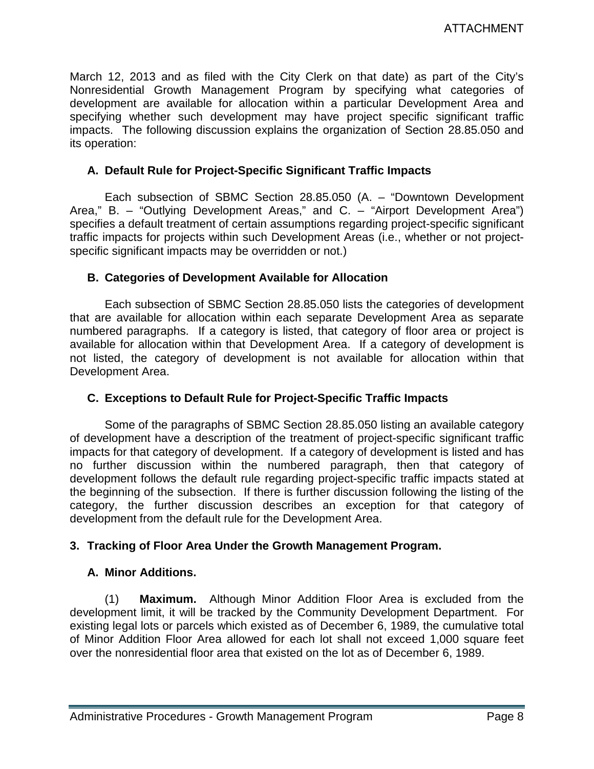March 12, 2013 and as filed with the City Clerk on that date) as part of the City's Nonresidential Growth Management Program by specifying what categories of development are available for allocation within a particular Development Area and specifying whether such development may have project specific significant traffic impacts. The following discussion explains the organization of Section 28.85.050 and its operation:

### A. Default Rule for Project-Specific Significant Traffic Impacts

Each subsection of SBMC Section 28.85.050 (A. – "Downtown Development Area," B. – "Outlying Development Areas," and C. – "Airport Development Area") specifies a default treatment of certain assumptions regarding project-specific significant traffic impacts for projects within such Development Areas (i.e., whether or not project-specific significant impacts may be overridden or not.)

### B. Categories of Development Available for Allocation

Each subsection of SBMC Section 28.85.050 lists the categories of development that are available for allocation within each separate Development Area as separate numbered paragraphs. If a category is listed, that category of floor area or project is available for allocation within that Development Area. If a category of development is not listed, the category of development is not available for allocation within that Development Area.

### C. Exceptions to Default Rule for Project-Specific Traffic Impacts

Some of the paragraphs of SBMC Section 28.85.050 listing an available category of development have a description of the treatment of project-specific significant traffic impacts for that category of development. If a category of development is listed and has no further discussion within the numbered paragraph, then that category of development follows the default rule regarding project-specific traffic impacts stated at the beginning of the subsection. If there is further discussion following the listing of the category, the further discussion describes an exception for that category of development from the default rule for the Development Area.

## 3. Tracking of Floor Area Under the Growth Management Program.

### A. Minor Additions.

(1) **Maximum.** Although Minor Addition Floor Area is excluded from the development limit, it will be tracked by the Community Development Department. For existing legal lots or parcels which existed as of December 6, 1989, the cumulative total of Minor Addition Floor Area allowed for each lot shall not exceed 1,000 square feet over the nonresidential floor area that existed on the lot as of December 6, 1989.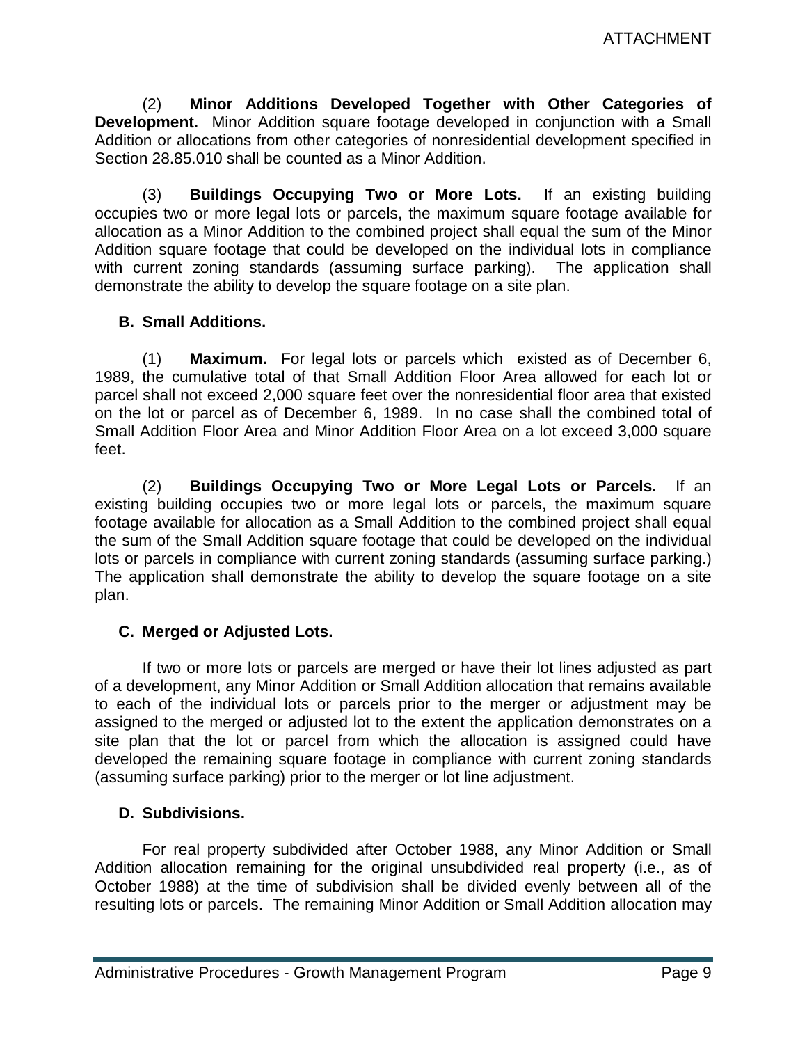(2) **Minor Additions Developed Together with Other Categories of Development.** Minor Addition square footage developed in conjunction with a Small Addition or allocations from other categories of nonresidential development specified in Section 28.85.010 shall be counted as a Minor Addition.

(3) **Buildings Occupying Two or More Lots.** If an existing building occupies two or more legal lots or parcels, the maximum square footage available for allocation as a Minor Addition to the combined project shall equal the sum of the Minor Addition square footage that could be developed on the individual lots in compliance with current zoning standards (assuming surface parking). The application shall demonstrate the ability to develop the square footage on a site plan.

**B. Small Additions.**

(1) **Maximum.** For legal lots or parcels which existed as of December 6, 1989, the cumulative total of that Small Addition Floor Area allowed for each lot or parcel shall not exceed 2,000 square feet over the nonresidential floor area that existed on the lot or parcel as of December 6, 1989. In no case shall the combined total of Small Addition Floor Area and Minor Addition Floor Area on a lot exceed 3,000 square feet.

(2) **Buildings Occupying Two or More Legal Lots or Parcels.** If an existing building occupies two or more legal lots or parcels, the maximum square footage available for allocation as a Small Addition to the combined project shall equal the sum of the Small Addition square footage that could be developed on the individual lots or parcels in compliance with current zoning standards (assuming surface parking.) The application shall demonstrate the ability to develop the square footage on a site plan.

**C. Merged or Adjusted Lots.**

If two or more lots or parcels are merged or have their lot lines adjusted as part of a development, any Minor Addition or Small Addition allocation that remains available to each of the individual lots or parcels prior to the merger or adjustment may be assigned to the merged or adjusted lot to the extent the application demonstrates on a site plan that the lot or parcel from which the allocation is assigned could have developed the remaining square footage in compliance with current zoning standards (assuming surface parking) prior to the merger or lot line adjustment.

**D. Subdivisions.**

For real property subdivided after October 1988, any Minor Addition or Small Addition allocation remaining for the original unsubdivided real property (i.e., as of October 1988) at the time of subdivision shall be divided evenly between all of the resulting lots or parcels. The remaining Minor Addition or Small Addition allocation may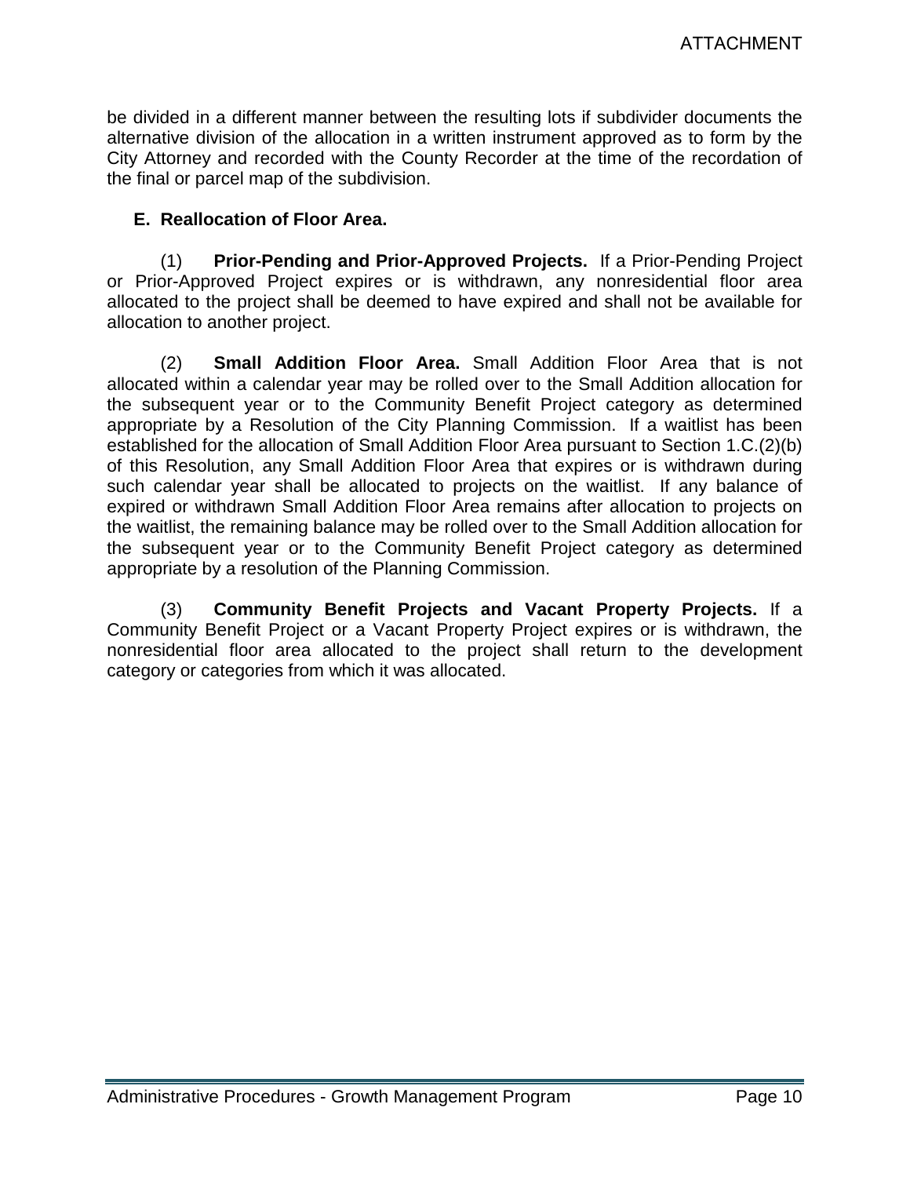be divided in a different manner between the resulting lots if subdivider documents the alternative division of the allocation in a written instrument approved as to form by the City Attorney and recorded with the County Recorder at the time of the recordation of the final or parcel map of the subdivision.

**E. Reallocation of Floor Area.**

(1) **Prior-Pending and Prior-Approved Projects.** If a Prior-Pending Project or Prior-Approved Project expires or is withdrawn, any nonresidential floor area allocated to the project shall be deemed to have expired and shall not be available for allocation to another project.

(2) **Small Addition Floor Area.** Small Addition Floor Area that is not allocated within a calendar year may be rolled over to the Small Addition allocation for the subsequent year or to the Community Benefit Project category as determined appropriate by a Resolution of the City Planning Commission. If a waitlist has been established for the allocation of Small Addition Floor Area pursuant to Section 1.C.(2)(b) of this Resolution, any Small Addition Floor Area that expires or is withdrawn during such calendar year shall be allocated to projects on the waitlist. If any balance of expired or withdrawn Small Addition Floor Area remains after allocation to projects on the waitlist, the remaining balance may be rolled over to the Small Addition allocation for the subsequent year or to the Community Benefit Project category as determined appropriate by a resolution of the Planning Commission.

(3) **Community Benefit Projects and Vacant Property Projects.** If a Community Benefit Project or a Vacant Property Project expires or is withdrawn, the nonresidential floor area allocated to the project shall return to the development category or categories from which it was allocated.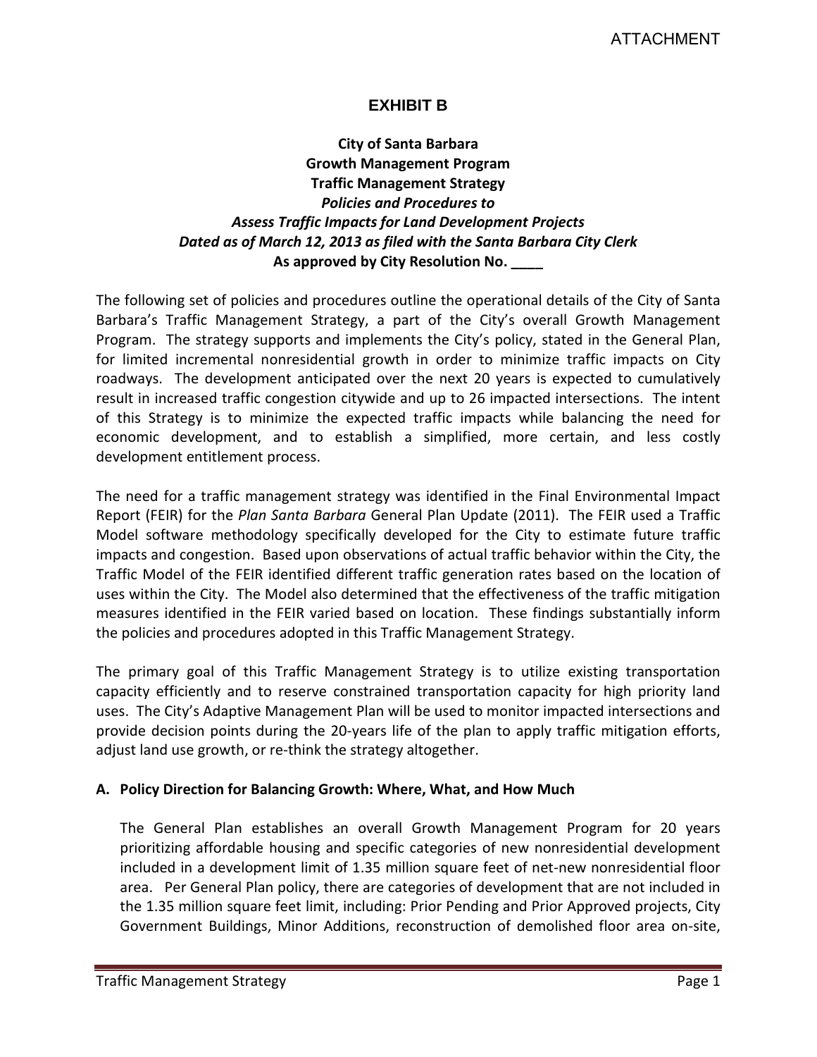ATTACHMENT

# EXHIBIT B

**City of Santa Barbara**
**Growth Management Program**
**Traffic Management Strategy**
***Policies and Procedures to***
***Assess Traffic Impacts for Land Development Projects***
***Dated as of March 12, 2013 as filed with the Santa Barbara City Clerk***
**As approved by City Resolution No. ____**

The following set of policies and procedures outline the operational details of the City of Santa Barbara's Traffic Management Strategy, a part of the City's overall Growth Management Program. The strategy supports and implements the City's policy, stated in the General Plan, for limited incremental nonresidential growth in order to minimize traffic impacts on City roadways. The development anticipated over the next 20 years is expected to cumulatively result in increased traffic congestion citywide and up to 26 impacted intersections. The intent of this Strategy is to minimize the expected traffic impacts while balancing the need for economic development, and to establish a simplified, more certain, and less costly development entitlement process.

The need for a traffic management strategy was identified in the Final Environmental Impact Report (FEIR) for the *Plan Santa Barbara* General Plan Update (2011). The FEIR used a Traffic Model software methodology specifically developed for the City to estimate future traffic impacts and congestion. Based upon observations of actual traffic behavior within the City, the Traffic Model of the FEIR identified different traffic generation rates based on the location of uses within the City. The Model also determined that the effectiveness of the traffic mitigation measures identified in the FEIR varied based on location. These findings substantially inform the policies and procedures adopted in this Traffic Management Strategy.

The primary goal of this Traffic Management Strategy is to utilize existing transportation capacity efficiently and to reserve constrained transportation capacity for high priority land uses. The City's Adaptive Management Plan will be used to monitor impacted intersections and provide decision points during the 20-years life of the plan to apply traffic mitigation efforts, adjust land use growth, or re-think the strategy altogether.

## A. Policy Direction for Balancing Growth: Where, What, and How Much

The General Plan establishes an overall Growth Management Program for 20 years prioritizing affordable housing and specific categories of new nonresidential development included in a development limit of 1.35 million square feet of net-new nonresidential floor area. Per General Plan policy, there are categories of development that are not included in the 1.35 million square feet limit, including: Prior Pending and Prior Approved projects, City Government Buildings, Minor Additions, reconstruction of demolished floor area on-site,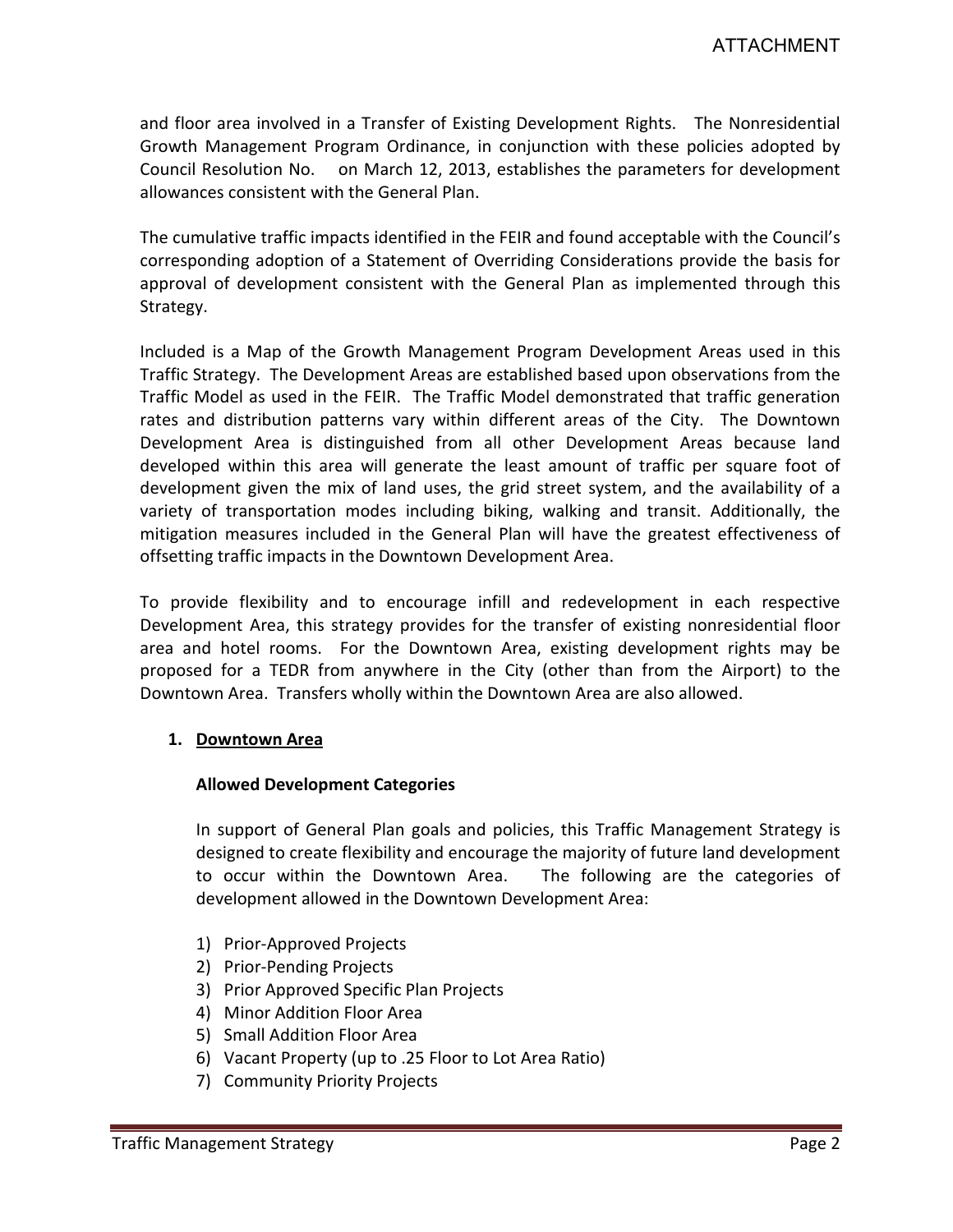and floor area involved in a Transfer of Existing Development Rights. The Nonresidential Growth Management Program Ordinance, in conjunction with these policies adopted by Council Resolution No. on March 12, 2013, establishes the parameters for development allowances consistent with the General Plan.

The cumulative traffic impacts identified in the FEIR and found acceptable with the Council's corresponding adoption of a Statement of Overriding Considerations provide the basis for approval of development consistent with the General Plan as implemented through this Strategy.

Included is a Map of the Growth Management Program Development Areas used in this Traffic Strategy. The Development Areas are established based upon observations from the Traffic Model as used in the FEIR. The Traffic Model demonstrated that traffic generation rates and distribution patterns vary within different areas of the City. The Downtown Development Area is distinguished from all other Development Areas because land developed within this area will generate the least amount of traffic per square foot of development given the mix of land uses, the grid street system, and the availability of a variety of transportation modes including biking, walking and transit. Additionally, the mitigation measures included in the General Plan will have the greatest effectiveness of offsetting traffic impacts in the Downtown Development Area.

To provide flexibility and to encourage infill and redevelopment in each respective Development Area, this strategy provides for the transfer of existing nonresidential floor area and hotel rooms. For the Downtown Area, existing development rights may be proposed for a TEDR from anywhere in the City (other than from the Airport) to the Downtown Area. Transfers wholly within the Downtown Area are also allowed.

1. <u>**Downtown Area**</u>

**Allowed Development Categories**

In support of General Plan goals and policies, this Traffic Management Strategy is designed to create flexibility and encourage the majority of future land development to occur within the Downtown Area. The following are the categories of development allowed in the Downtown Development Area:

1) Prior-Approved Projects
2) Prior-Pending Projects
3) Prior Approved Specific Plan Projects
4) Minor Addition Floor Area
5) Small Addition Floor Area
6) Vacant Property (up to .25 Floor to Lot Area Ratio)
7) Community Priority Projects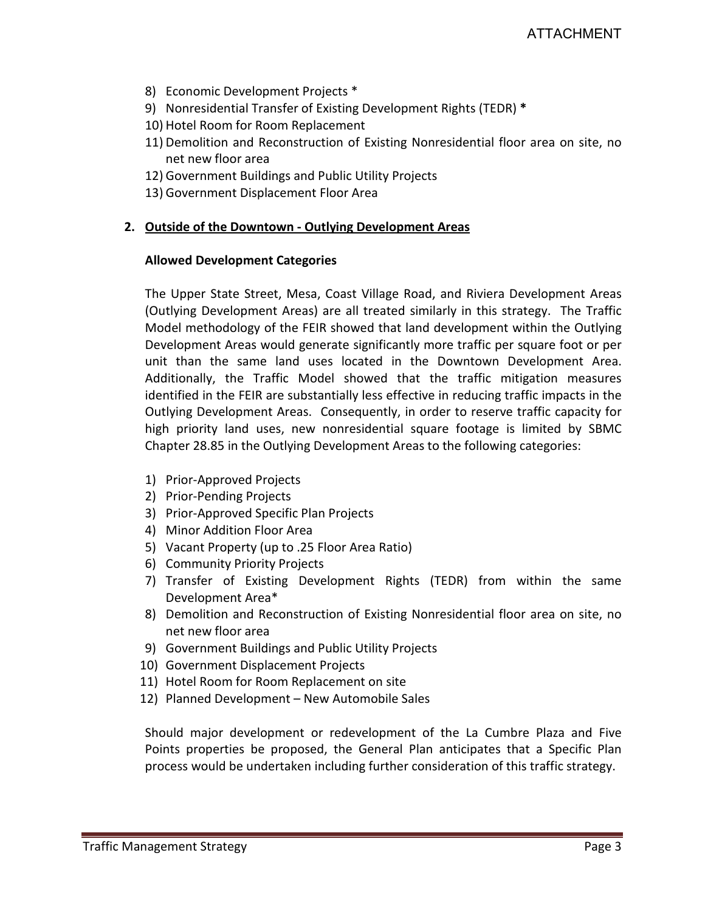8) Economic Development Projects *
9) Nonresidential Transfer of Existing Development Rights (TEDR) **\***
10) Hotel Room for Room Replacement
11) Demolition and Reconstruction of Existing Nonresidential floor area on site, no net new floor area
12) Government Buildings and Public Utility Projects
13) Government Displacement Floor Area

**2. <u>Outside of the Downtown - Outlying Development Areas</u>**

**Allowed Development Categories**

The Upper State Street, Mesa, Coast Village Road, and Riviera Development Areas (Outlying Development Areas) are all treated similarly in this strategy. The Traffic Model methodology of the FEIR showed that land development within the Outlying Development Areas would generate significantly more traffic per square foot or per unit than the same land uses located in the Downtown Development Area. Additionally, the Traffic Model showed that the traffic mitigation measures identified in the FEIR are substantially less effective in reducing traffic impacts in the Outlying Development Areas. Consequently, in order to reserve traffic capacity for high priority land uses, new nonresidential square footage is limited by SBMC Chapter 28.85 in the Outlying Development Areas to the following categories:

1) Prior-Approved Projects
2) Prior-Pending Projects
3) Prior-Approved Specific Plan Projects
4) Minor Addition Floor Area
5) Vacant Property (up to .25 Floor Area Ratio)
6) Community Priority Projects
7) Transfer of Existing Development Rights (TEDR) from within the same Development Area*
8) Demolition and Reconstruction of Existing Nonresidential floor area on site, no net new floor area
9) Government Buildings and Public Utility Projects
10) Government Displacement Projects
11) Hotel Room for Room Replacement on site
12) Planned Development – New Automobile Sales

Should major development or redevelopment of the La Cumbre Plaza and Five Points properties be proposed, the General Plan anticipates that a Specific Plan process would be undertaken including further consideration of this traffic strategy.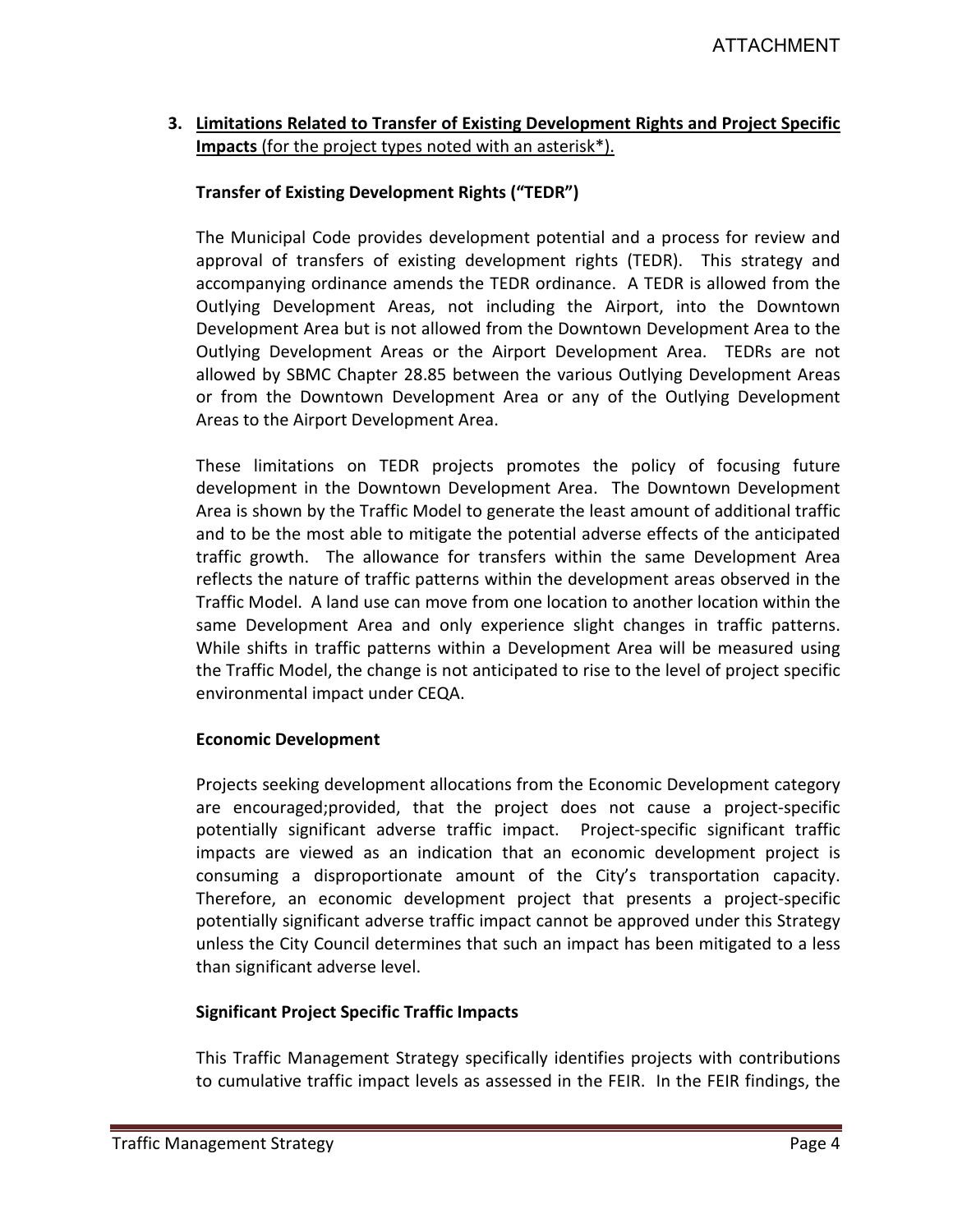### 3. <u>Limitations Related to Transfer of Existing Development Rights and Project Specific Impacts</u> (for the project types noted with an asterisk*).

**Transfer of Existing Development Rights ("TEDR")**

The Municipal Code provides development potential and a process for review and approval of transfers of existing development rights (TEDR). This strategy and accompanying ordinance amends the TEDR ordinance. A TEDR is allowed from the Outlying Development Areas, not including the Airport, into the Downtown Development Area but is not allowed from the Downtown Development Area to the Outlying Development Areas or the Airport Development Area. TEDRs are not allowed by SBMC Chapter 28.85 between the various Outlying Development Areas or from the Downtown Development Area or any of the Outlying Development Areas to the Airport Development Area.

These limitations on TEDR projects promotes the policy of focusing future development in the Downtown Development Area. The Downtown Development Area is shown by the Traffic Model to generate the least amount of additional traffic and to be the most able to mitigate the potential adverse effects of the anticipated traffic growth. The allowance for transfers within the same Development Area reflects the nature of traffic patterns within the development areas observed in the Traffic Model. A land use can move from one location to another location within the same Development Area and only experience slight changes in traffic patterns. While shifts in traffic patterns within a Development Area will be measured using the Traffic Model, the change is not anticipated to rise to the level of project specific environmental impact under CEQA.

**Economic Development**

Projects seeking development allocations from the Economic Development category are encouraged;provided, that the project does not cause a project-specific potentially significant adverse traffic impact. Project-specific significant traffic impacts are viewed as an indication that an economic development project is consuming a disproportionate amount of the City's transportation capacity. Therefore, an economic development project that presents a project-specific potentially significant adverse traffic impact cannot be approved under this Strategy unless the City Council determines that such an impact has been mitigated to a less than significant adverse level.

**Significant Project Specific Traffic Impacts**

This Traffic Management Strategy specifically identifies projects with contributions to cumulative traffic impact levels as assessed in the FEIR. In the FEIR findings, the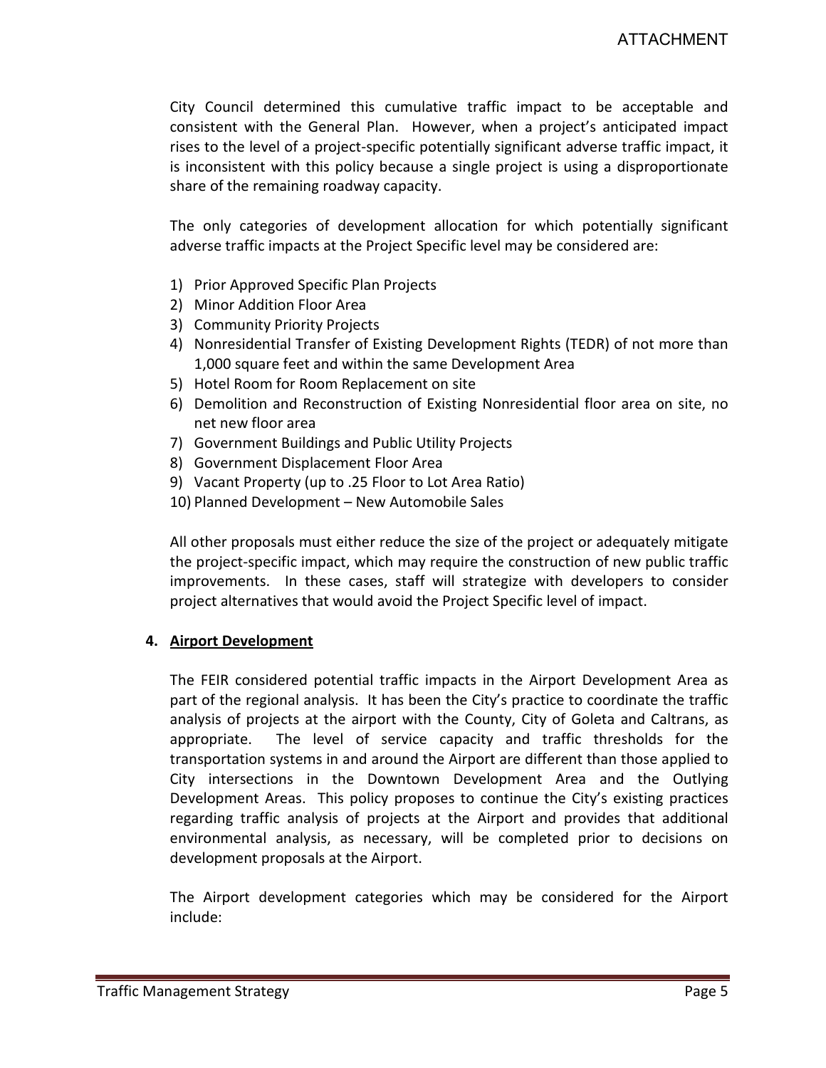City Council determined this cumulative traffic impact to be acceptable and consistent with the General Plan. However, when a project's anticipated impact rises to the level of a project-specific potentially significant adverse traffic impact, it is inconsistent with this policy because a single project is using a disproportionate share of the remaining roadway capacity.

The only categories of development allocation for which potentially significant adverse traffic impacts at the Project Specific level may be considered are:

1) Prior Approved Specific Plan Projects
2) Minor Addition Floor Area
3) Community Priority Projects
4) Nonresidential Transfer of Existing Development Rights (TEDR) of not more than 1,000 square feet and within the same Development Area
5) Hotel Room for Room Replacement on site
6) Demolition and Reconstruction of Existing Nonresidential floor area on site, no net new floor area
7) Government Buildings and Public Utility Projects
8) Government Displacement Floor Area
9) Vacant Property (up to .25 Floor to Lot Area Ratio)
10) Planned Development – New Automobile Sales

All other proposals must either reduce the size of the project or adequately mitigate the project-specific impact, which may require the construction of new public traffic improvements. In these cases, staff will strategize with developers to consider project alternatives that would avoid the Project Specific level of impact.

### 4. Airport Development

The FEIR considered potential traffic impacts in the Airport Development Area as part of the regional analysis. It has been the City's practice to coordinate the traffic analysis of projects at the airport with the County, City of Goleta and Caltrans, as appropriate. The level of service capacity and traffic thresholds for the transportation systems in and around the Airport are different than those applied to City intersections in the Downtown Development Area and the Outlying Development Areas. This policy proposes to continue the City's existing practices regarding traffic analysis of projects at the Airport and provides that additional environmental analysis, as necessary, will be completed prior to decisions on development proposals at the Airport.

The Airport development categories which may be considered for the Airport include: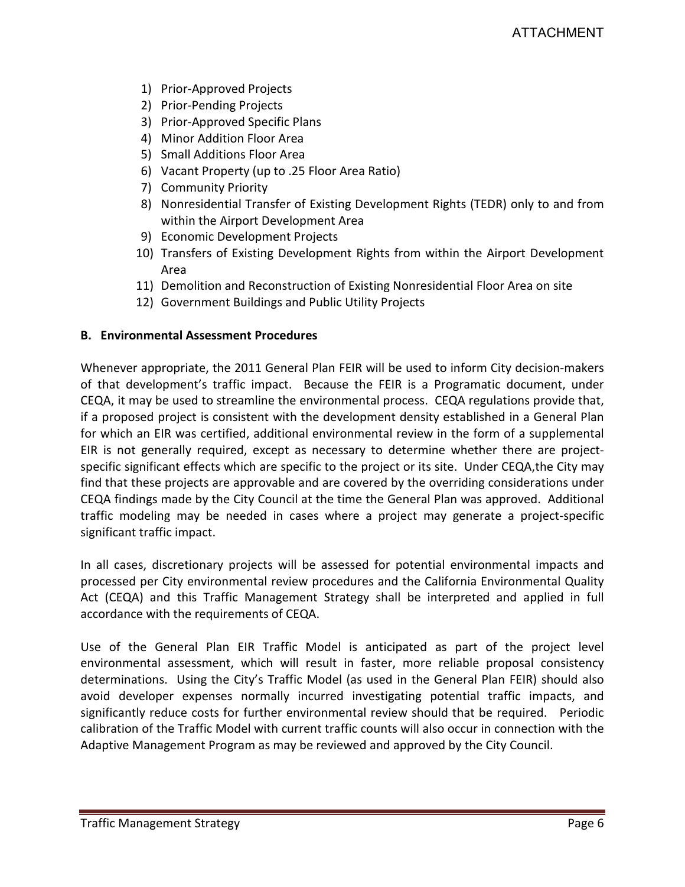1) Prior-Approved Projects
2) Prior-Pending Projects
3) Prior-Approved Specific Plans
4) Minor Addition Floor Area
5) Small Additions Floor Area
6) Vacant Property (up to .25 Floor Area Ratio)
7) Community Priority
8) Nonresidential Transfer of Existing Development Rights (TEDR) only to and from within the Airport Development Area
9) Economic Development Projects
10) Transfers of Existing Development Rights from within the Airport Development Area
11) Demolition and Reconstruction of Existing Nonresidential Floor Area on site
12) Government Buildings and Public Utility Projects

### B. Environmental Assessment Procedures

Whenever appropriate, the 2011 General Plan FEIR will be used to inform City decision-makers of that development's traffic impact. Because the FEIR is a Programatic document, under CEQA, it may be used to streamline the environmental process. CEQA regulations provide that, if a proposed project is consistent with the development density established in a General Plan for which an EIR was certified, additional environmental review in the form of a supplemental EIR is not generally required, except as necessary to determine whether there are project-specific significant effects which are specific to the project or its site. Under CEQA,the City may find that these projects are approvable and are covered by the overriding considerations under CEQA findings made by the City Council at the time the General Plan was approved. Additional traffic modeling may be needed in cases where a project may generate a project-specific significant traffic impact.

In all cases, discretionary projects will be assessed for potential environmental impacts and processed per City environmental review procedures and the California Environmental Quality Act (CEQA) and this Traffic Management Strategy shall be interpreted and applied in full accordance with the requirements of CEQA.

Use of the General Plan EIR Traffic Model is anticipated as part of the project level environmental assessment, which will result in faster, more reliable proposal consistency determinations. Using the City's Traffic Model (as used in the General Plan FEIR) should also avoid developer expenses normally incurred investigating potential traffic impacts, and significantly reduce costs for further environmental review should that be required. Periodic calibration of the Traffic Model with current traffic counts will also occur in connection with the Adaptive Management Program as may be reviewed and approved by the City Council.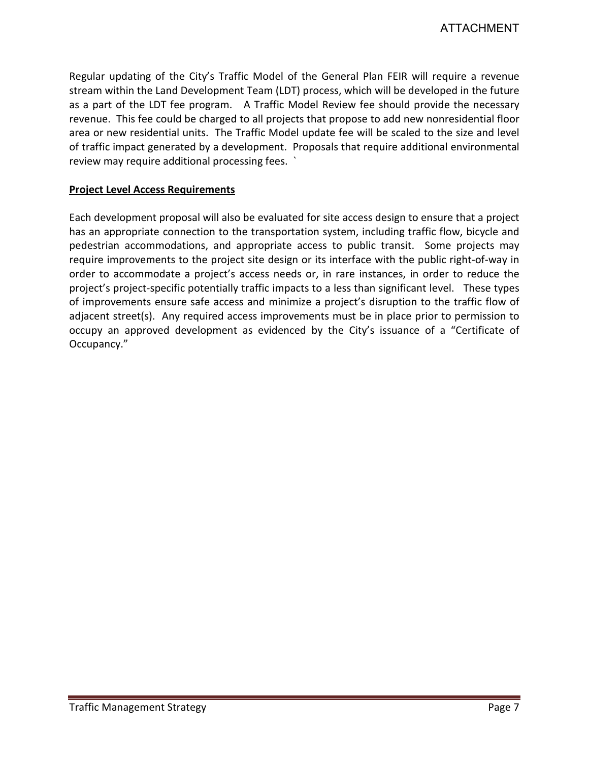Regular updating of the City's Traffic Model of the General Plan FEIR will require a revenue stream within the Land Development Team (LDT) process, which will be developed in the future as a part of the LDT fee program. A Traffic Model Review fee should provide the necessary revenue. This fee could be charged to all projects that propose to add new nonresidential floor area or new residential units. The Traffic Model update fee will be scaled to the size and level of traffic impact generated by a development. Proposals that require additional environmental review may require additional processing fees. `

**Project Level Access Requirements**

Each development proposal will also be evaluated for site access design to ensure that a project has an appropriate connection to the transportation system, including traffic flow, bicycle and pedestrian accommodations, and appropriate access to public transit. Some projects may require improvements to the project site design or its interface with the public right-of-way in order to accommodate a project's access needs or, in rare instances, in order to reduce the project's project-specific potentially traffic impacts to a less than significant level. These types of improvements ensure safe access and minimize a project's disruption to the traffic flow of adjacent street(s). Any required access improvements must be in place prior to permission to occupy an approved development as evidenced by the City's issuance of a "Certificate of Occupancy."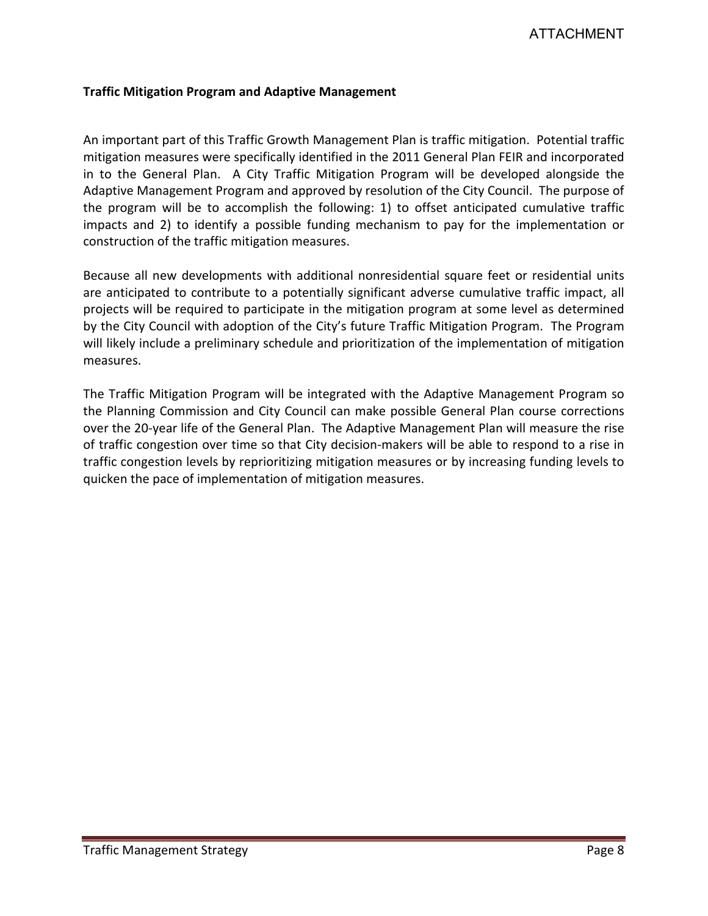### Traffic Mitigation Program and Adaptive Management

An important part of this Traffic Growth Management Plan is traffic mitigation. Potential traffic mitigation measures were specifically identified in the 2011 General Plan FEIR and incorporated in to the General Plan. A City Traffic Mitigation Program will be developed alongside the Adaptive Management Program and approved by resolution of the City Council. The purpose of the program will be to accomplish the following: 1) to offset anticipated cumulative traffic impacts and 2) to identify a possible funding mechanism to pay for the implementation or construction of the traffic mitigation measures.

Because all new developments with additional nonresidential square feet or residential units are anticipated to contribute to a potentially significant adverse cumulative traffic impact, all projects will be required to participate in the mitigation program at some level as determined by the City Council with adoption of the City's future Traffic Mitigation Program. The Program will likely include a preliminary schedule and prioritization of the implementation of mitigation measures.

The Traffic Mitigation Program will be integrated with the Adaptive Management Program so the Planning Commission and City Council can make possible General Plan course corrections over the 20-year life of the General Plan. The Adaptive Management Plan will measure the rise of traffic congestion over time so that City decision-makers will be able to respond to a rise in traffic congestion levels by reprioritizing mitigation measures or by increasing funding levels to quicken the pace of implementation of mitigation measures.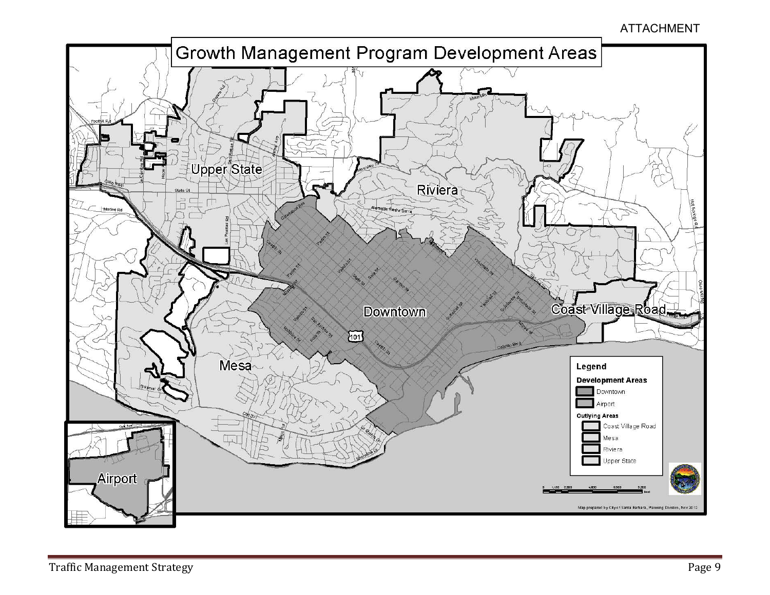ATTACHMENT

Growth Management Program Development Areas

Upper State

Riviera

Downtown

Coast Village Road

Mesa

Airport

Legend

Development Areas

Downtown

Airport

Outlying Areas

Coast Village Road

Mesa

Riviera

Upper State

Map prepared by City of Santa Barbara, Planning Division, Nov 2013